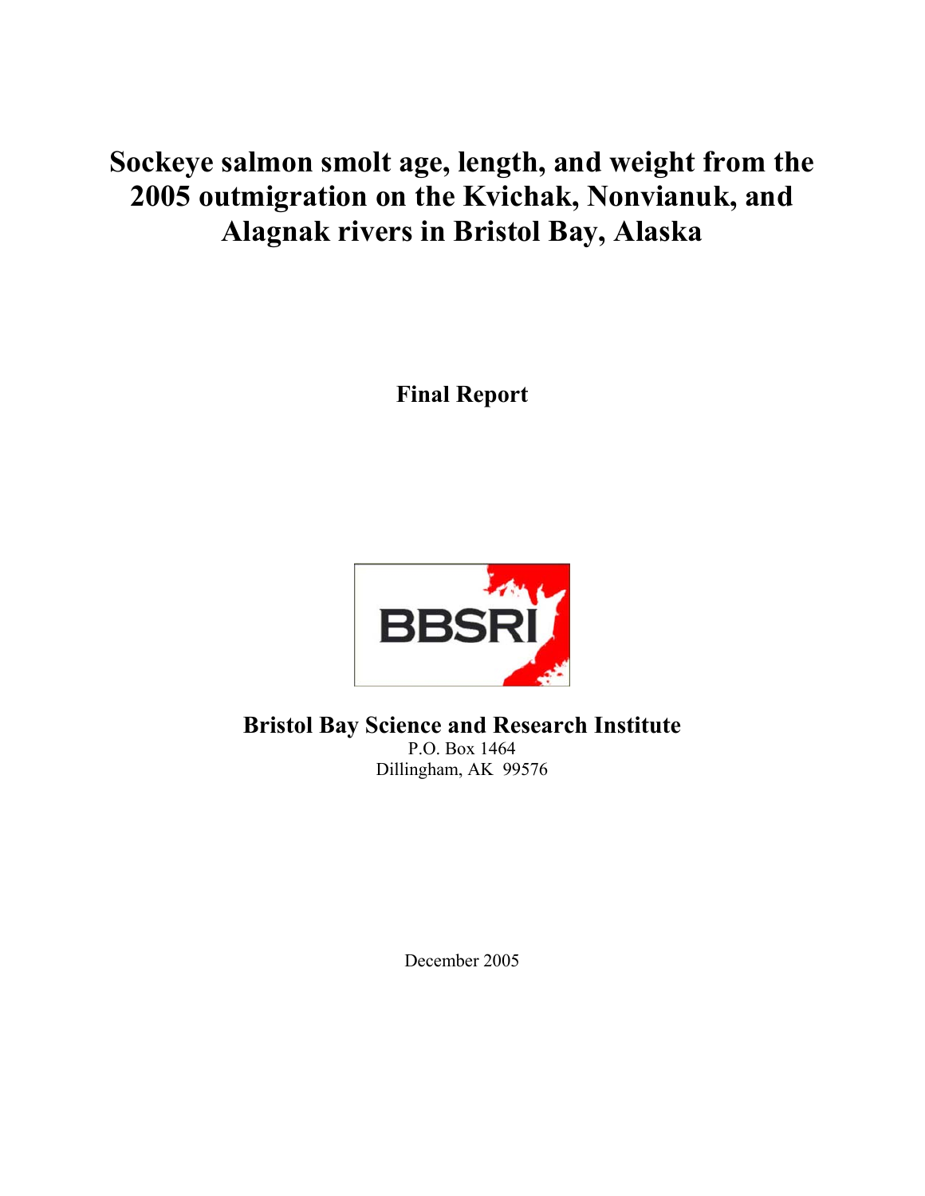# Sockeye salmon smolt age, length, and weight from the 2005 outmigration on the Kvichak, Nonvianuk, and Alagnak rivers in Bristol Bay, Alaska

**Final Report**

**Bristol Bay Science and Research Institute**

P.O. Box 1464
Dillingham, AK 99576

December 2005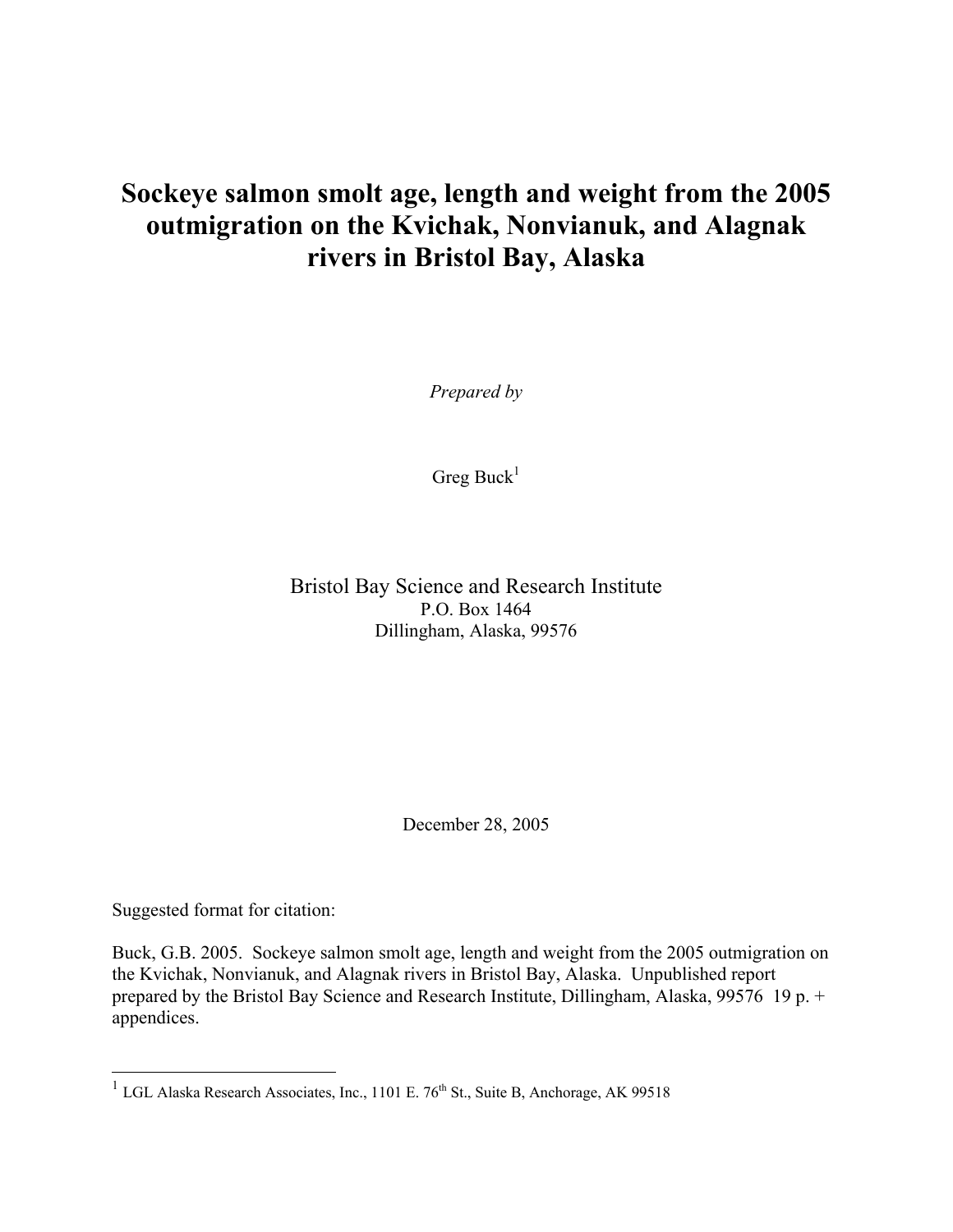# Sockeye salmon smolt age, length and weight from the 2005 outmigration on the Kvichak, Nonvianuk, and Alagnak rivers in Bristol Bay, Alaska

*Prepared by*

Greg Buck[1]

Bristol Bay Science and Research Institute
P.O. Box 1464
Dillingham, Alaska, 99576

December 28, 2005

Suggested format for citation:

Buck, G.B. 2005. Sockeye salmon smolt age, length and weight from the 2005 outmigration on the Kvichak, Nonvianuk, and Alagnak rivers in Bristol Bay, Alaska. Unpublished report prepared by the Bristol Bay Science and Research Institute, Dillingham, Alaska, 99576 19 p. + appendices.

---

[1] LGL Alaska Research Associates, Inc., 1101 E. 76th St., Suite B, Anchorage, AK 99518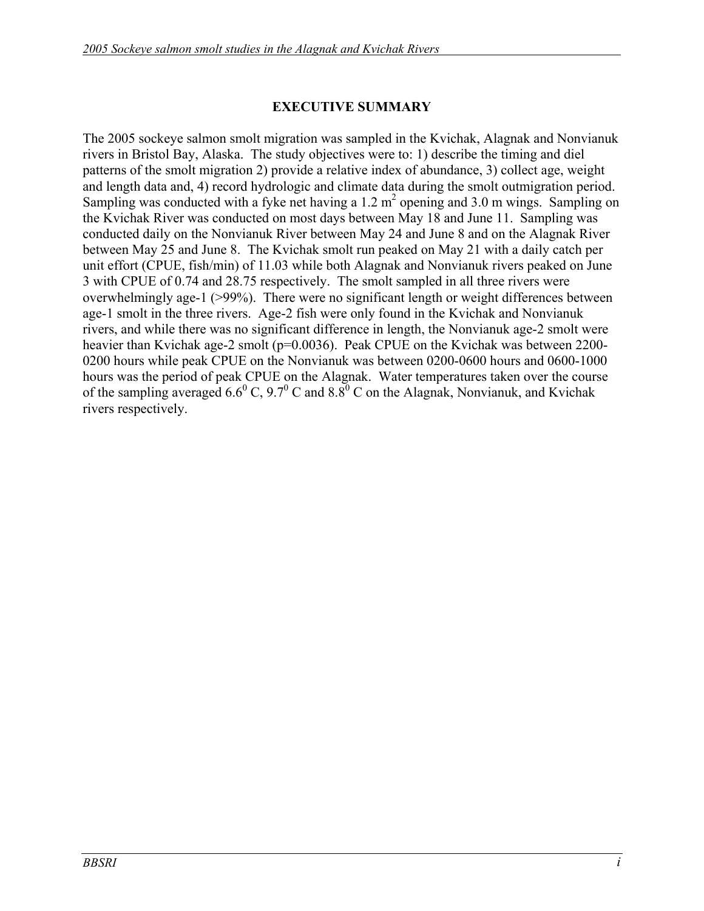## EXECUTIVE SUMMARY

The 2005 sockeye salmon smolt migration was sampled in the Kvichak, Alagnak and Nonvianuk rivers in Bristol Bay, Alaska. The study objectives were to: 1) describe the timing and diel patterns of the smolt migration 2) provide a relative index of abundance, 3) collect age, weight and length data and, 4) record hydrologic and climate data during the smolt outmigration period. Sampling was conducted with a fyke net having a 1.2 $m^2$ opening and 3.0 m wings. Sampling on the Kvichak River was conducted on most days between May 18 and June 11. Sampling was conducted daily on the Nonvianuk River between May 24 and June 8 and on the Alagnak River between May 25 and June 8. The Kvichak smolt run peaked on May 21 with a daily catch per unit effort (CPUE, fish/min) of 11.03 while both Alagnak and Nonvianuk rivers peaked on June 3 with CPUE of 0.74 and 28.75 respectively. The smolt sampled in all three rivers were overwhelmingly age-1 (>99%). There were no significant length or weight differences between age-1 smolt in the three rivers. Age-2 fish were only found in the Kvichak and Nonvianuk rivers, and while there was no significant difference in length, the Nonvianuk age-2 smolt were heavier than Kvichak age-2 smolt ($p=0.0036$). Peak CPUE on the Kvichak was between 2200-0200 hours while peak CPUE on the Nonvianuk was between 0200-0600 hours and 0600-1000 hours was the period of peak CPUE on the Alagnak. Water temperatures taken over the course of the sampling averaged $6.6^0$ C, $9.7^0$ C and $8.8^0$ C on the Alagnak, Nonvianuk, and Kvichak rivers respectively.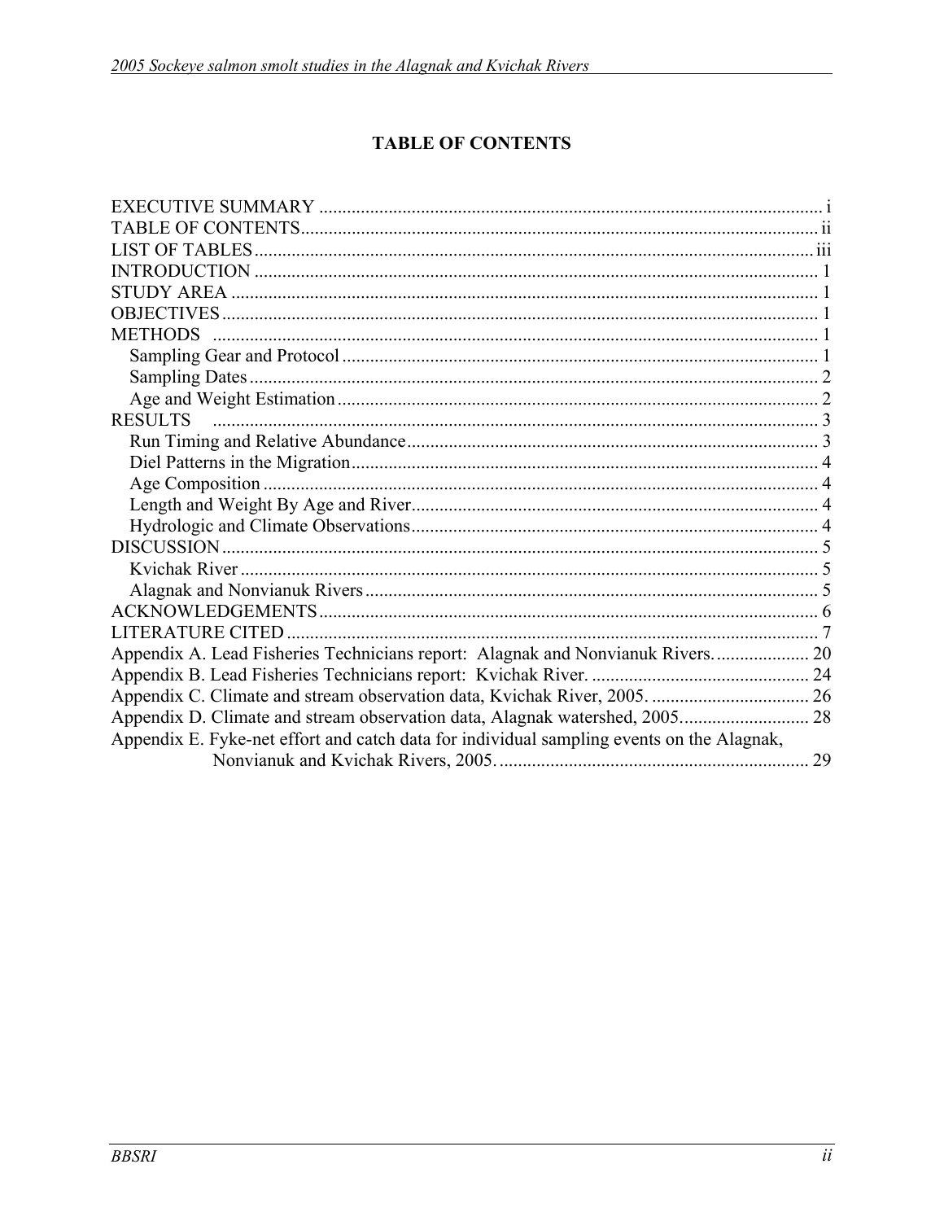# TABLE OF CONTENTS

EXECUTIVE SUMMARY .......... i
TABLE OF CONTENTS.......... ii
LIST OF TABLES.......... iii
INTRODUCTION .......... 1
STUDY AREA .......... 1
OBJECTIVES.......... 1
METHODS .......... 1
- Sampling Gear and Protocol .......... 1
- Sampling Dates.......... 2
- Age and Weight Estimation.......... 2

RESULTS .......... 3
- Run Timing and Relative Abundance.......... 3
- Diel Patterns in the Migration.......... 4
- Age Composition .......... 4
- Length and Weight By Age and River.......... 4
- Hydrologic and Climate Observations.......... 4

DISCUSSION.......... 5
- Kvichak River .......... 5
- Alagnak and Nonvianuk Rivers.......... 5

ACKNOWLEDGEMENTS.......... 6
LITERATURE CITED .......... 7
Appendix A. Lead Fisheries Technicians report: Alagnak and Nonvianuk Rivers. .......... 20
Appendix B. Lead Fisheries Technicians report: Kvichak River. .......... 24
Appendix C. Climate and stream observation data, Kvichak River, 2005. .......... 26
Appendix D. Climate and stream observation data, Alagnak watershed, 2005.......... 28
Appendix E. Fyke-net effort and catch data for individual sampling events on the Alagnak, Nonvianuk and Kvichak Rivers, 2005. .......... 29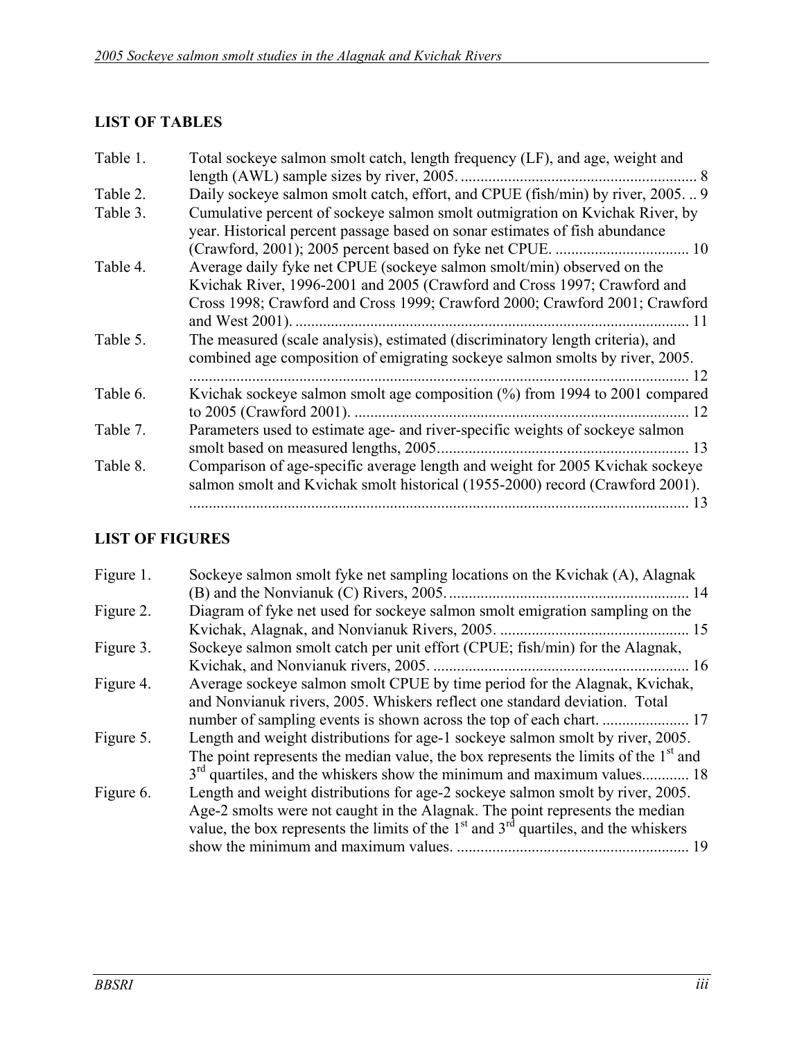## LIST OF TABLES

| | | |
|---|---|---|
| Table 1. | Total sockeye salmon smolt catch, length frequency (LF), and age, weight and length (AWL) sample sizes by river, 2005. | 8 |
| Table 2. | Daily sockeye salmon smolt catch, effort, and CPUE (fish/min) by river, 2005. | 9 |
| Table 3. | Cumulative percent of sockeye salmon smolt outmigration on Kvichak River, by year. Historical percent passage based on sonar estimates of fish abundance (Crawford, 2001); 2005 percent based on fyke net CPUE. | 10 |
| Table 4. | Average daily fyke net CPUE (sockeye salmon smolt/min) observed on the Kvichak River, 1996-2001 and 2005 (Crawford and Cross 1997; Crawford and Cross 1998; Crawford and Cross 1999; Crawford 2000; Crawford 2001; Crawford and West 2001). | 11 |
| Table 5. | The measured (scale analysis), estimated (discriminatory length criteria), and combined age composition of emigrating sockeye salmon smolts by river, 2005. | 12 |
| Table 6. | Kvichak sockeye salmon smolt age composition (%) from 1994 to 2001 compared to 2005 (Crawford 2001). | 12 |
| Table 7. | Parameters used to estimate age- and river-specific weights of sockeye salmon smolt based on measured lengths, 2005. | 13 |
| Table 8. | Comparison of age-specific average length and weight for 2005 Kvichak sockeye salmon smolt and Kvichak smolt historical (1955-2000) record (Crawford 2001). | 13 |

## LIST OF FIGURES

| | | |
|---|---|---|
| Figure 1. | Sockeye salmon smolt fyke net sampling locations on the Kvichak (A), Alagnak (B) and the Nonvianuk (C) Rivers, 2005. | 14 |
| Figure 2. | Diagram of fyke net used for sockeye salmon smolt emigration sampling on the Kvichak, Alagnak, and Nonvianuk Rivers, 2005. | 15 |
| Figure 3. | Sockeye salmon smolt catch per unit effort (CPUE; fish/min) for the Alagnak, Kvichak, and Nonvianuk rivers, 2005. | 16 |
| Figure 4. | Average sockeye salmon smolt CPUE by time period for the Alagnak, Kvichak, and Nonvianuk rivers, 2005. Whiskers reflect one standard deviation. Total number of sampling events is shown across the top of each chart. | 17 |
| Figure 5. | Length and weight distributions for age-1 sockeye salmon smolt by river, 2005. The point represents the median value, the box represents the limits of the 1st and 3rd quartiles, and the whiskers show the minimum and maximum values. | 18 |
| Figure 6. | Length and weight distributions for age-2 sockeye salmon smolt by river, 2005. Age-2 smolts were not caught in the Alagnak. The point represents the median value, the box represents the limits of the 1st and 3rd quartiles, and the whiskers show the minimum and maximum values. | 19 |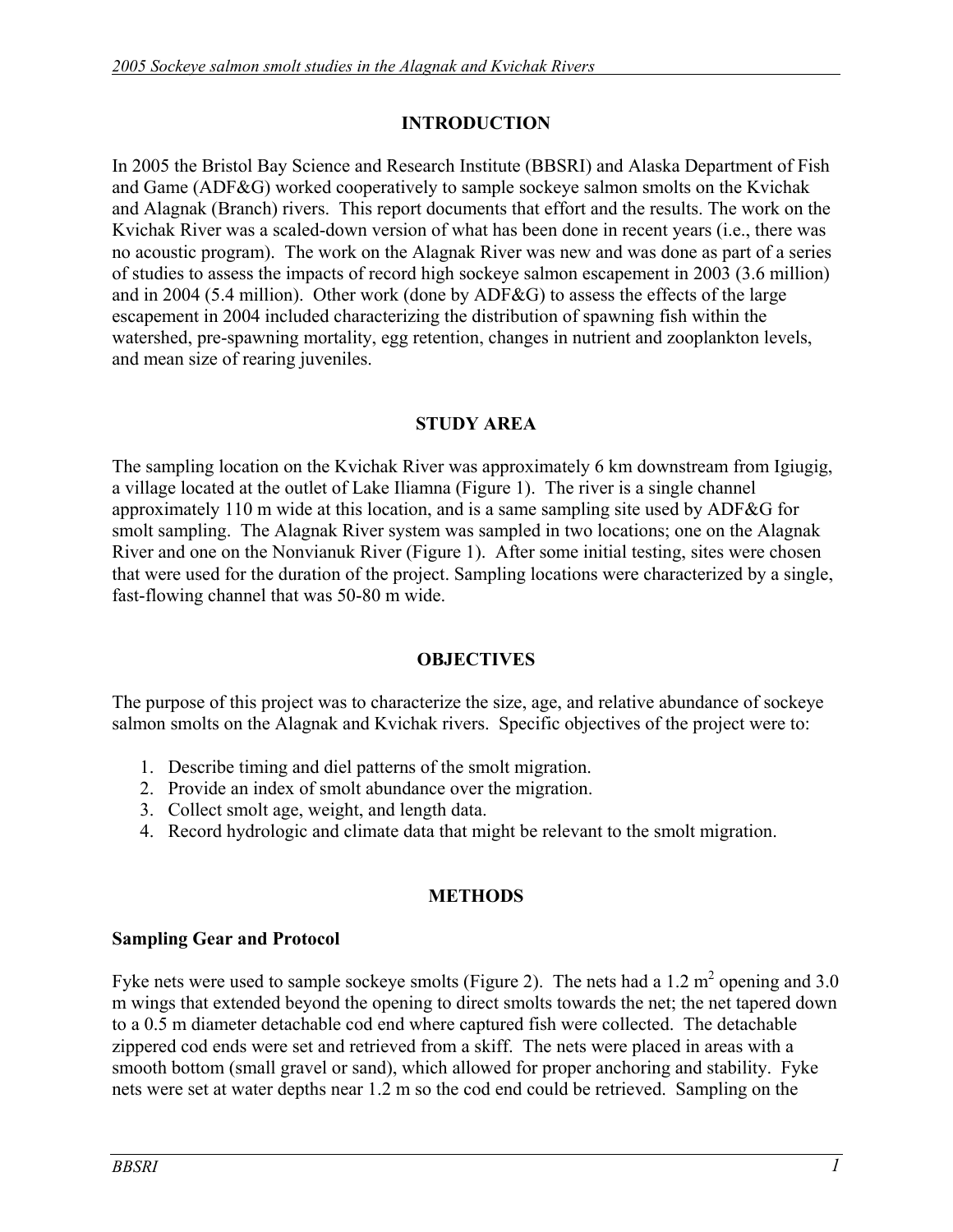## INTRODUCTION

In 2005 the Bristol Bay Science and Research Institute (BBSRI) and Alaska Department of Fish and Game (ADF&G) worked cooperatively to sample sockeye salmon smolts on the Kvichak and Alagnak (Branch) rivers. This report documents that effort and the results. The work on the Kvichak River was a scaled-down version of what has been done in recent years (i.e., there was no acoustic program). The work on the Alagnak River was new and was done as part of a series of studies to assess the impacts of record high sockeye salmon escapement in 2003 (3.6 million) and in 2004 (5.4 million). Other work (done by ADF&G) to assess the effects of the large escapement in 2004 included characterizing the distribution of spawning fish within the watershed, pre-spawning mortality, egg retention, changes in nutrient and zooplankton levels, and mean size of rearing juveniles.

## STUDY AREA

The sampling location on the Kvichak River was approximately 6 km downstream from Igiugig, a village located at the outlet of Lake Iliamna (Figure 1). The river is a single channel approximately 110 m wide at this location, and is a same sampling site used by ADF&G for smolt sampling. The Alagnak River system was sampled in two locations; one on the Alagnak River and one on the Nonvianuk River (Figure 1). After some initial testing, sites were chosen that were used for the duration of the project. Sampling locations were characterized by a single, fast-flowing channel that was 50-80 m wide.

## OBJECTIVES

The purpose of this project was to characterize the size, age, and relative abundance of sockeye salmon smolts on the Alagnak and Kvichak rivers. Specific objectives of the project were to:

1. Describe timing and diel patterns of the smolt migration.
2. Provide an index of smolt abundance over the migration.
3. Collect smolt age, weight, and length data.
4. Record hydrologic and climate data that might be relevant to the smolt migration.

## METHODS

### Sampling Gear and Protocol

Fyke nets were used to sample sockeye smolts (Figure 2). The nets had a 1.2 $m^2$ opening and 3.0 m wings that extended beyond the opening to direct smolts towards the net; the net tapered down to a 0.5 m diameter detachable cod end where captured fish were collected. The detachable zippered cod ends were set and retrieved from a skiff. The nets were placed in areas with a smooth bottom (small gravel or sand), which allowed for proper anchoring and stability. Fyke nets were set at water depths near 1.2 m so the cod end could be retrieved. Sampling on the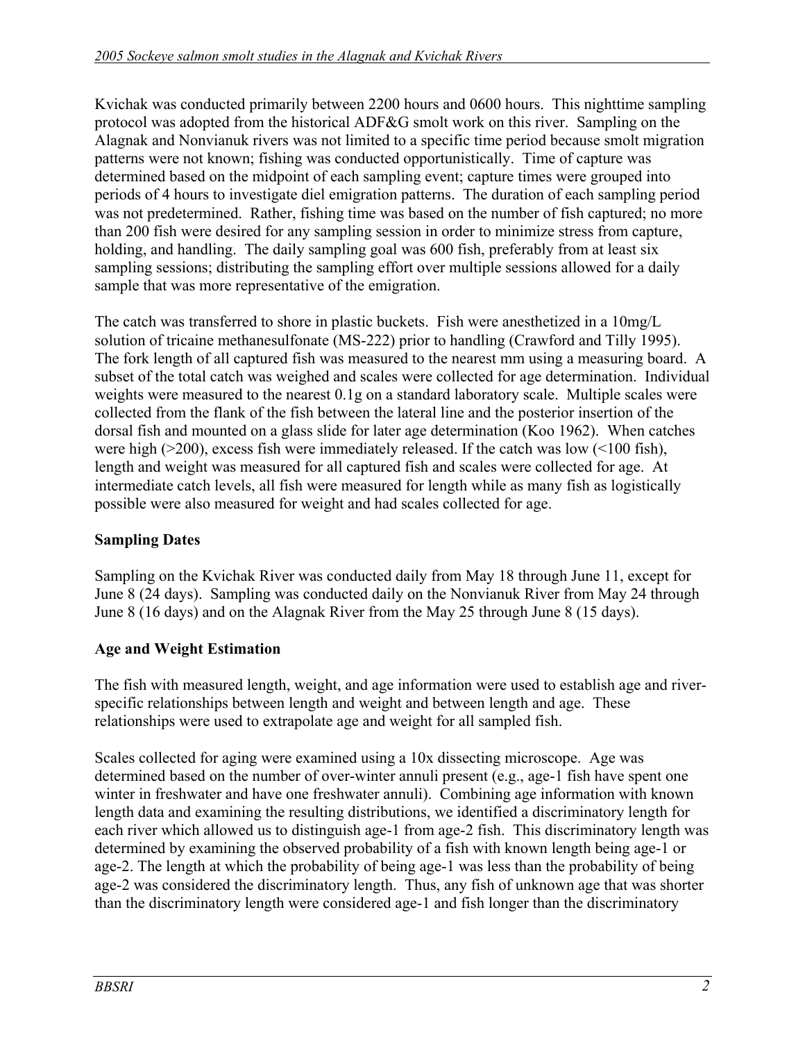Kvichak was conducted primarily between 2200 hours and 0600 hours. This nighttime sampling protocol was adopted from the historical ADF&G smolt work on this river. Sampling on the Alagnak and Nonvianuk rivers was not limited to a specific time period because smolt migration patterns were not known; fishing was conducted opportunistically. Time of capture was determined based on the midpoint of each sampling event; capture times were grouped into periods of 4 hours to investigate diel emigration patterns. The duration of each sampling period was not predetermined. Rather, fishing time was based on the number of fish captured; no more than 200 fish were desired for any sampling session in order to minimize stress from capture, holding, and handling. The daily sampling goal was 600 fish, preferably from at least six sampling sessions; distributing the sampling effort over multiple sessions allowed for a daily sample that was more representative of the emigration.

The catch was transferred to shore in plastic buckets. Fish were anesthetized in a 10mg/L solution of tricaine methanesulfonate (MS-222) prior to handling (Crawford and Tilly 1995). The fork length of all captured fish was measured to the nearest mm using a measuring board. A subset of the total catch was weighed and scales were collected for age determination. Individual weights were measured to the nearest 0.1g on a standard laboratory scale. Multiple scales were collected from the flank of the fish between the lateral line and the posterior insertion of the dorsal fish and mounted on a glass slide for later age determination (Koo 1962). When catches were high (>200), excess fish were immediately released. If the catch was low (<100 fish), length and weight was measured for all captured fish and scales were collected for age. At intermediate catch levels, all fish were measured for length while as many fish as logistically possible were also measured for weight and had scales collected for age.

### Sampling Dates

Sampling on the Kvichak River was conducted daily from May 18 through June 11, except for June 8 (24 days). Sampling was conducted daily on the Nonvianuk River from May 24 through June 8 (16 days) and on the Alagnak River from the May 25 through June 8 (15 days).

### Age and Weight Estimation

The fish with measured length, weight, and age information were used to establish age and river-specific relationships between length and weight and between length and age. These relationships were used to extrapolate age and weight for all sampled fish.

Scales collected for aging were examined using a 10x dissecting microscope. Age was determined based on the number of over-winter annuli present (e.g., age-1 fish have spent one winter in freshwater and have one freshwater annuli). Combining age information with known length data and examining the resulting distributions, we identified a discriminatory length for each river which allowed us to distinguish age-1 from age-2 fish. This discriminatory length was determined by examining the observed probability of a fish with known length being age-1 or age-2. The length at which the probability of being age-1 was less than the probability of being age-2 was considered the discriminatory length. Thus, any fish of unknown age that was shorter than the discriminatory length were considered age-1 and fish longer than the discriminatory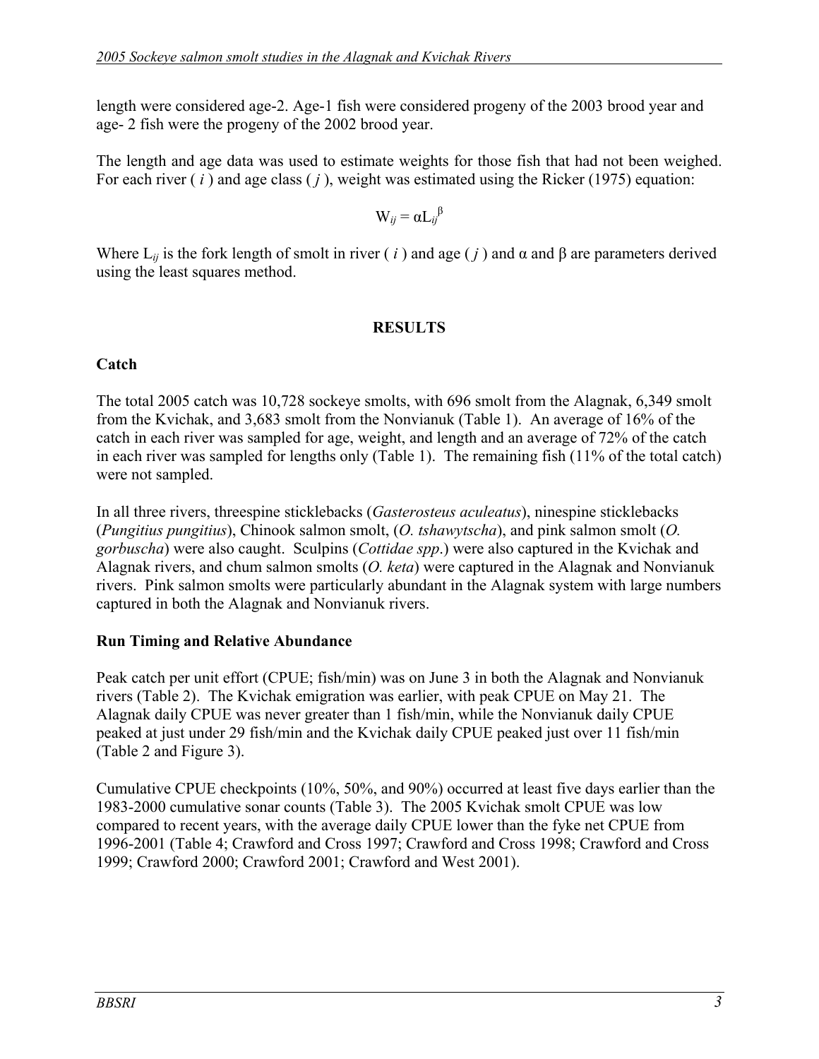length were considered age-2. Age-1 fish were considered progeny of the 2003 brood year and age- 2 fish were the progeny of the 2002 brood year.

The length and age data was used to estimate weights for those fish that had not been weighed. For each river ( $i$ ) and age class ( $j$ ), weight was estimated using the Ricker (1975) equation:

$$W_{ij} = \alpha L_{ij}^{\beta}$$

Where $L_{ij}$ is the fork length of smolt in river ( $i$ ) and age ( $j$ ) and $\alpha$ and $\beta$ are parameters derived using the least squares method.

## RESULTS

### Catch

The total 2005 catch was 10,728 sockeye smolts, with 696 smolt from the Alagnak, 6,349 smolt from the Kvichak, and 3,683 smolt from the Nonvianuk (Table 1). An average of 16% of the catch in each river was sampled for age, weight, and length and an average of 72% of the catch in each river was sampled for lengths only (Table 1). The remaining fish (11% of the total catch) were not sampled.

In all three rivers, threespine sticklebacks (*Gasterosteus aculeatus*), ninespine sticklebacks (*Pungitius pungitius*), Chinook salmon smolt, (*O. tshawytscha*), and pink salmon smolt (*O. gorbuscha*) were also caught. Sculpins (*Cottidae spp*.) were also captured in the Kvichak and Alagnak rivers, and chum salmon smolts (*O. keta*) were captured in the Alagnak and Nonvianuk rivers. Pink salmon smolts were particularly abundant in the Alagnak system with large numbers captured in both the Alagnak and Nonvianuk rivers.

### Run Timing and Relative Abundance

Peak catch per unit effort (CPUE; fish/min) was on June 3 in both the Alagnak and Nonvianuk rivers (Table 2). The Kvichak emigration was earlier, with peak CPUE on May 21. The Alagnak daily CPUE was never greater than 1 fish/min, while the Nonvianuk daily CPUE peaked at just under 29 fish/min and the Kvichak daily CPUE peaked just over 11 fish/min (Table 2 and Figure 3).

Cumulative CPUE checkpoints (10%, 50%, and 90%) occurred at least five days earlier than the 1983-2000 cumulative sonar counts (Table 3). The 2005 Kvichak smolt CPUE was low compared to recent years, with the average daily CPUE lower than the fyke net CPUE from 1996-2001 (Table 4; Crawford and Cross 1997; Crawford and Cross 1998; Crawford and Cross 1999; Crawford 2000; Crawford 2001; Crawford and West 2001).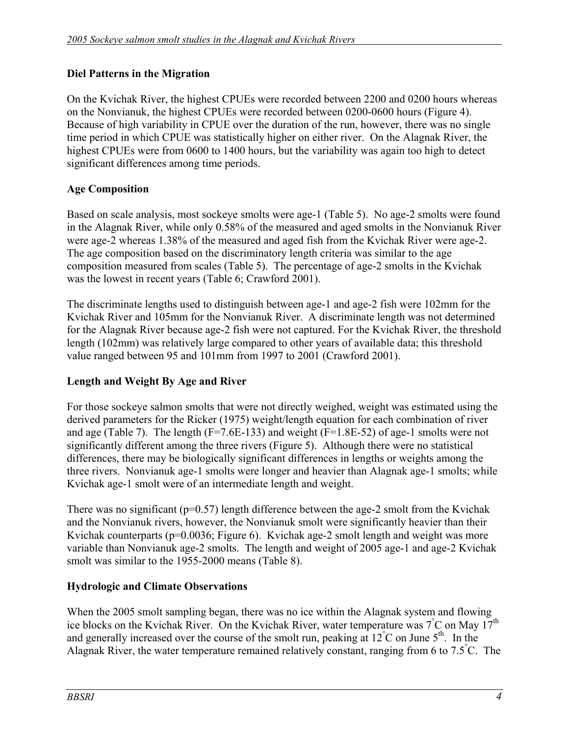### Diel Patterns in the Migration

On the Kvichak River, the highest CPUEs were recorded between 2200 and 0200 hours whereas on the Nonvianuk, the highest CPUEs were recorded between 0200-0600 hours (Figure 4). Because of high variability in CPUE over the duration of the run, however, there was no single time period in which CPUE was statistically higher on either river. On the Alagnak River, the highest CPUEs were from 0600 to 1400 hours, but the variability was again too high to detect significant differences among time periods.

### Age Composition

Based on scale analysis, most sockeye smolts were age-1 (Table 5). No age-2 smolts were found in the Alagnak River, while only 0.58% of the measured and aged smolts in the Nonvianuk River were age-2 whereas 1.38% of the measured and aged fish from the Kvichak River were age-2. The age composition based on the discriminatory length criteria was similar to the age composition measured from scales (Table 5). The percentage of age-2 smolts in the Kvichak was the lowest in recent years (Table 6; Crawford 2001).

The discriminate lengths used to distinguish between age-1 and age-2 fish were 102mm for the Kvichak River and 105mm for the Nonvianuk River. A discriminate length was not determined for the Alagnak River because age-2 fish were not captured. For the Kvichak River, the threshold length (102mm) was relatively large compared to other years of available data; this threshold value ranged between 95 and 101mm from 1997 to 2001 (Crawford 2001).

### Length and Weight By Age and River

For those sockeye salmon smolts that were not directly weighed, weight was estimated using the derived parameters for the Ricker (1975) weight/length equation for each combination of river and age (Table 7). The length (F=7.6E-133) and weight (F=1.8E-52) of age-1 smolts were not significantly different among the three rivers (Figure 5). Although there were no statistical differences, there may be biologically significant differences in lengths or weights among the three rivers. Nonvianuk age-1 smolts were longer and heavier than Alagnak age-1 smolts; while Kvichak age-1 smolt were of an intermediate length and weight.

There was no significant ($p=0.57$) length difference between the age-2 smolt from the Kvichak and the Nonvianuk rivers, however, the Nonvianuk smolt were significantly heavier than their Kvichak counterparts ($p=0.0036$; Figure 6). Kvichak age-2 smolt length and weight was more variable than Nonvianuk age-2 smolts. The length and weight of 2005 age-1 and age-2 Kvichak smolt was similar to the 1955-2000 means (Table 8).

### Hydrologic and Climate Observations

When the 2005 smolt sampling began, there was no ice within the Alagnak system and flowing ice blocks on the Kvichak River. On the Kvichak River, water temperature was 7°C on May 17th and generally increased over the course of the smolt run, peaking at 12°C on June 5th. In the Alagnak River, the water temperature remained relatively constant, ranging from 6 to 7.5°C. The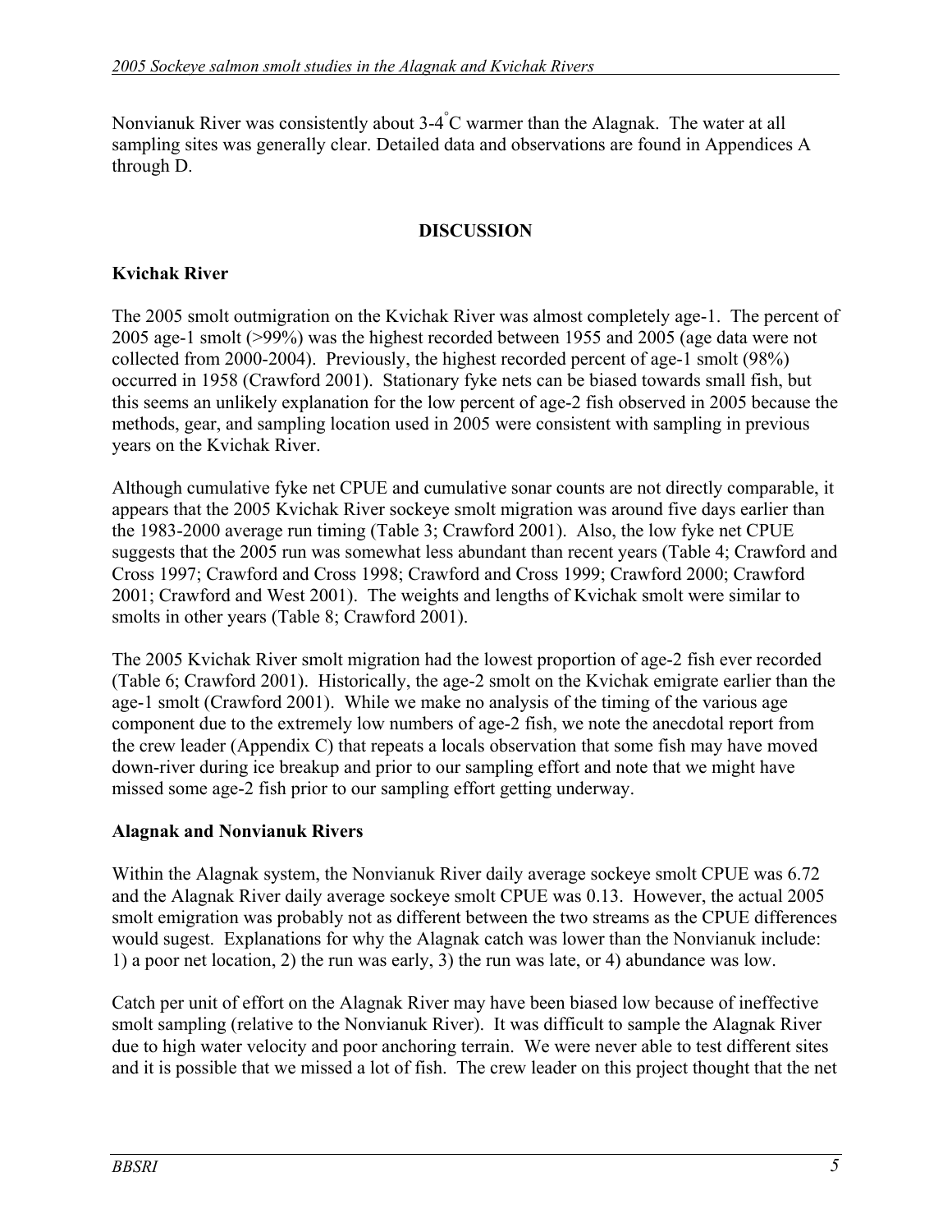Nonvianuk River was consistently about 3-4°C warmer than the Alagnak. The water at all sampling sites was generally clear. Detailed data and observations are found in Appendices A through D.

## DISCUSSION

### Kvichak River

The 2005 smolt outmigration on the Kvichak River was almost completely age-1. The percent of 2005 age-1 smolt (>99%) was the highest recorded between 1955 and 2005 (age data were not collected from 2000-2004). Previously, the highest recorded percent of age-1 smolt (98%) occurred in 1958 (Crawford 2001). Stationary fyke nets can be biased towards small fish, but this seems an unlikely explanation for the low percent of age-2 fish observed in 2005 because the methods, gear, and sampling location used in 2005 were consistent with sampling in previous years on the Kvichak River.

Although cumulative fyke net CPUE and cumulative sonar counts are not directly comparable, it appears that the 2005 Kvichak River sockeye smolt migration was around five days earlier than the 1983-2000 average run timing (Table 3; Crawford 2001). Also, the low fyke net CPUE suggests that the 2005 run was somewhat less abundant than recent years (Table 4; Crawford and Cross 1997; Crawford and Cross 1998; Crawford and Cross 1999; Crawford 2000; Crawford 2001; Crawford and West 2001). The weights and lengths of Kvichak smolt were similar to smolts in other years (Table 8; Crawford 2001).

The 2005 Kvichak River smolt migration had the lowest proportion of age-2 fish ever recorded (Table 6; Crawford 2001). Historically, the age-2 smolt on the Kvichak emigrate earlier than the age-1 smolt (Crawford 2001). While we make no analysis of the timing of the various age component due to the extremely low numbers of age-2 fish, we note the anecdotal report from the crew leader (Appendix C) that repeats a locals observation that some fish may have moved down-river during ice breakup and prior to our sampling effort and note that we might have missed some age-2 fish prior to our sampling effort getting underway.

### Alagnak and Nonvianuk Rivers

Within the Alagnak system, the Nonvianuk River daily average sockeye smolt CPUE was 6.72 and the Alagnak River daily average sockeye smolt CPUE was 0.13. However, the actual 2005 smolt emigration was probably not as different between the two streams as the CPUE differences would sugest. Explanations for why the Alagnak catch was lower than the Nonvianuk include: 1) a poor net location, 2) the run was early, 3) the run was late, or 4) abundance was low.

Catch per unit of effort on the Alagnak River may have been biased low because of ineffective smolt sampling (relative to the Nonvianuk River). It was difficult to sample the Alagnak River due to high water velocity and poor anchoring terrain. We were never able to test different sites and it is possible that we missed a lot of fish. The crew leader on this project thought that the net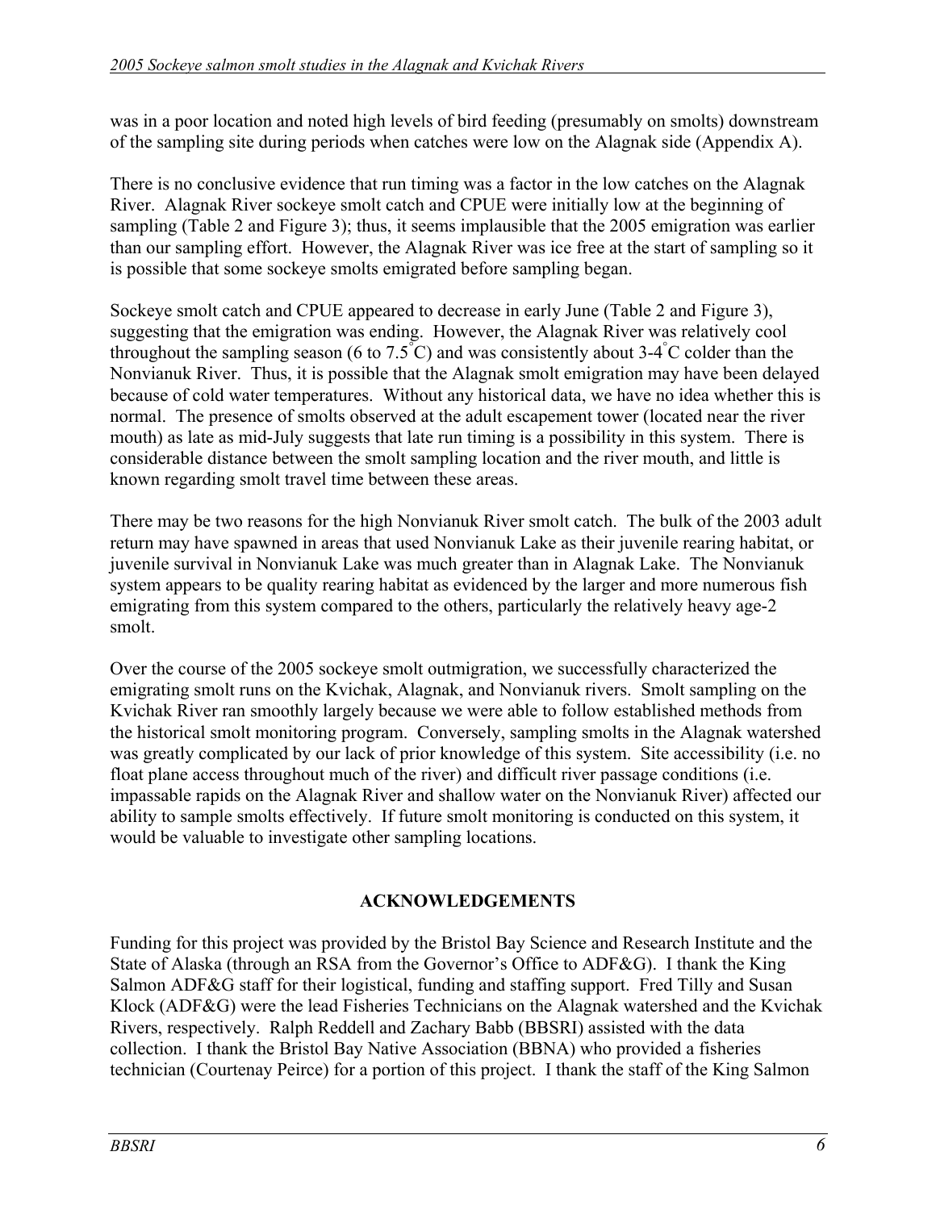was in a poor location and noted high levels of bird feeding (presumably on smolts) downstream of the sampling site during periods when catches were low on the Alagnak side (Appendix A).

There is no conclusive evidence that run timing was a factor in the low catches on the Alagnak River. Alagnak River sockeye smolt catch and CPUE were initially low at the beginning of sampling (Table 2 and Figure 3); thus, it seems implausible that the 2005 emigration was earlier than our sampling effort. However, the Alagnak River was ice free at the start of sampling so it is possible that some sockeye smolts emigrated before sampling began.

Sockeye smolt catch and CPUE appeared to decrease in early June (Table 2 and Figure 3), suggesting that the emigration was ending. However, the Alagnak River was relatively cool throughout the sampling season (6 to 7.5°C) and was consistently about 3-4°C colder than the Nonvianuk River. Thus, it is possible that the Alagnak smolt emigration may have been delayed because of cold water temperatures. Without any historical data, we have no idea whether this is normal. The presence of smolts observed at the adult escapement tower (located near the river mouth) as late as mid-July suggests that late run timing is a possibility in this system. There is considerable distance between the smolt sampling location and the river mouth, and little is known regarding smolt travel time between these areas.

There may be two reasons for the high Nonvianuk River smolt catch. The bulk of the 2003 adult return may have spawned in areas that used Nonvianuk Lake as their juvenile rearing habitat, or juvenile survival in Nonvianuk Lake was much greater than in Alagnak Lake. The Nonvianuk system appears to be quality rearing habitat as evidenced by the larger and more numerous fish emigrating from this system compared to the others, particularly the relatively heavy age-2 smolt.

Over the course of the 2005 sockeye smolt outmigration, we successfully characterized the emigrating smolt runs on the Kvichak, Alagnak, and Nonvianuk rivers. Smolt sampling on the Kvichak River ran smoothly largely because we were able to follow established methods from the historical smolt monitoring program. Conversely, sampling smolts in the Alagnak watershed was greatly complicated by our lack of prior knowledge of this system. Site accessibility (i.e. no float plane access throughout much of the river) and difficult river passage conditions (i.e. impassable rapids on the Alagnak River and shallow water on the Nonvianuk River) affected our ability to sample smolts effectively. If future smolt monitoring is conducted on this system, it would be valuable to investigate other sampling locations.

## ACKNOWLEDGEMENTS

Funding for this project was provided by the Bristol Bay Science and Research Institute and the State of Alaska (through an RSA from the Governor's Office to ADF&G). I thank the King Salmon ADF&G staff for their logistical, funding and staffing support. Fred Tilly and Susan Klock (ADF&G) were the lead Fisheries Technicians on the Alagnak watershed and the Kvichak Rivers, respectively. Ralph Reddell and Zachary Babb (BBSRI) assisted with the data collection. I thank the Bristol Bay Native Association (BBNA) who provided a fisheries technician (Courtenay Peirce) for a portion of this project. I thank the staff of the King Salmon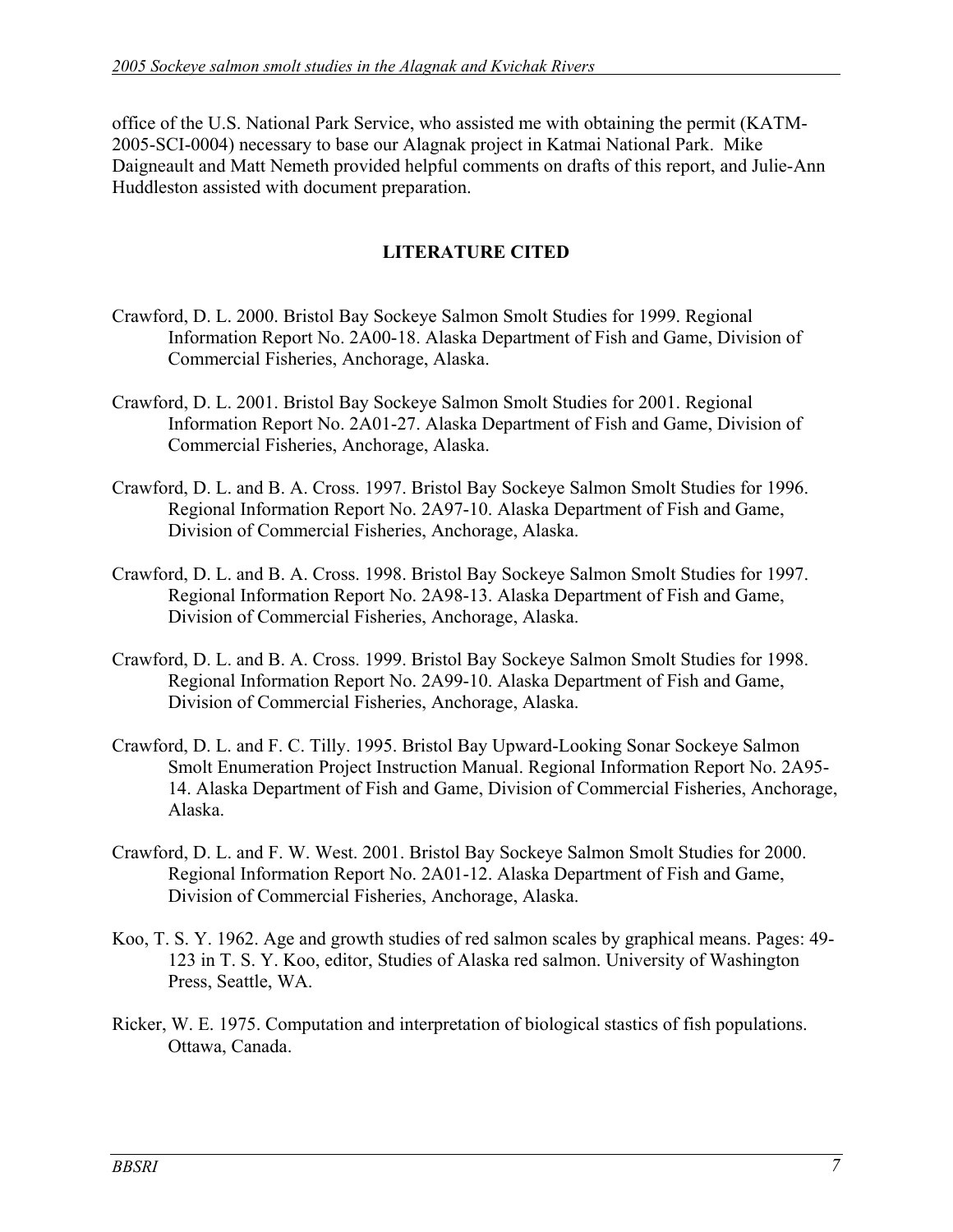office of the U.S. National Park Service, who assisted me with obtaining the permit (KATM-2005-SCI-0004) necessary to base our Alagnak project in Katmai National Park. Mike Daigneault and Matt Nemeth provided helpful comments on drafts of this report, and Julie-Ann Huddleston assisted with document preparation.

## LITERATURE CITED

Crawford, D. L. 2000. Bristol Bay Sockeye Salmon Smolt Studies for 1999. Regional Information Report No. 2A00-18. Alaska Department of Fish and Game, Division of Commercial Fisheries, Anchorage, Alaska.

Crawford, D. L. 2001. Bristol Bay Sockeye Salmon Smolt Studies for 2001. Regional Information Report No. 2A01-27. Alaska Department of Fish and Game, Division of Commercial Fisheries, Anchorage, Alaska.

Crawford, D. L. and B. A. Cross. 1997. Bristol Bay Sockeye Salmon Smolt Studies for 1996. Regional Information Report No. 2A97-10. Alaska Department of Fish and Game, Division of Commercial Fisheries, Anchorage, Alaska.

Crawford, D. L. and B. A. Cross. 1998. Bristol Bay Sockeye Salmon Smolt Studies for 1997. Regional Information Report No. 2A98-13. Alaska Department of Fish and Game, Division of Commercial Fisheries, Anchorage, Alaska.

Crawford, D. L. and B. A. Cross. 1999. Bristol Bay Sockeye Salmon Smolt Studies for 1998. Regional Information Report No. 2A99-10. Alaska Department of Fish and Game, Division of Commercial Fisheries, Anchorage, Alaska.

Crawford, D. L. and F. C. Tilly. 1995. Bristol Bay Upward-Looking Sonar Sockeye Salmon Smolt Enumeration Project Instruction Manual. Regional Information Report No. 2A95-14. Alaska Department of Fish and Game, Division of Commercial Fisheries, Anchorage, Alaska.

Crawford, D. L. and F. W. West. 2001. Bristol Bay Sockeye Salmon Smolt Studies for 2000. Regional Information Report No. 2A01-12. Alaska Department of Fish and Game, Division of Commercial Fisheries, Anchorage, Alaska.

Koo, T. S. Y. 1962. Age and growth studies of red salmon scales by graphical means. Pages: 49-123 in T. S. Y. Koo, editor, Studies of Alaska red salmon. University of Washington Press, Seattle, WA.

Ricker, W. E. 1975. Computation and interpretation of biological stastics of fish populations. Ottawa, Canada.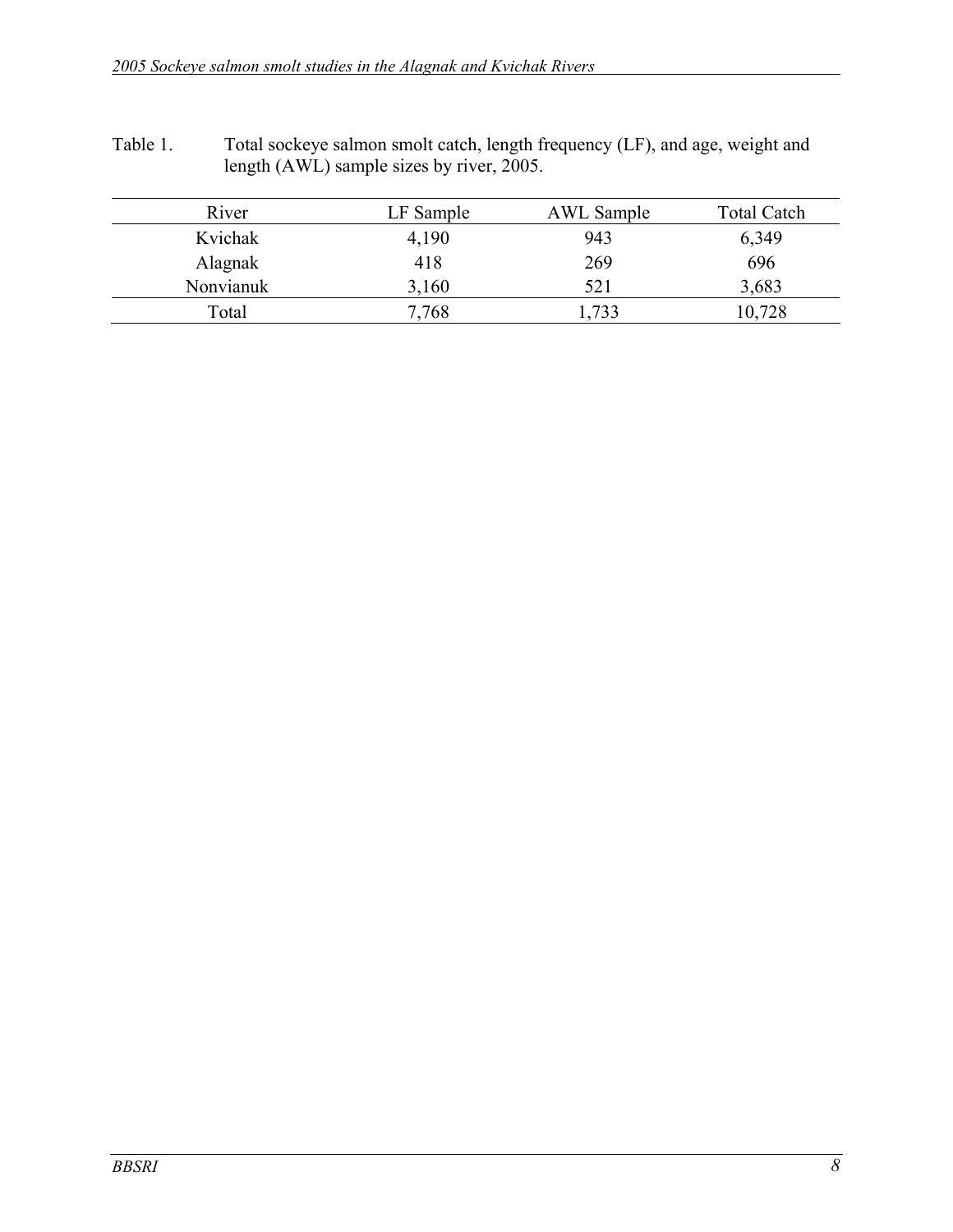Table 1. Total sockeye salmon smolt catch, length frequency (LF), and age, weight and length (AWL) sample sizes by river, 2005.

| River | LF Sample | AWL Sample | Total Catch |
|---|---|---|---|
| Kvichak | 4,190 | 943 | 6,349 |
| Alagnak | 418 | 269 | 696 |
| Nonvianuk | 3,160 | 521 | 3,683 |
| Total | 7,768 | 1,733 | 10,728 |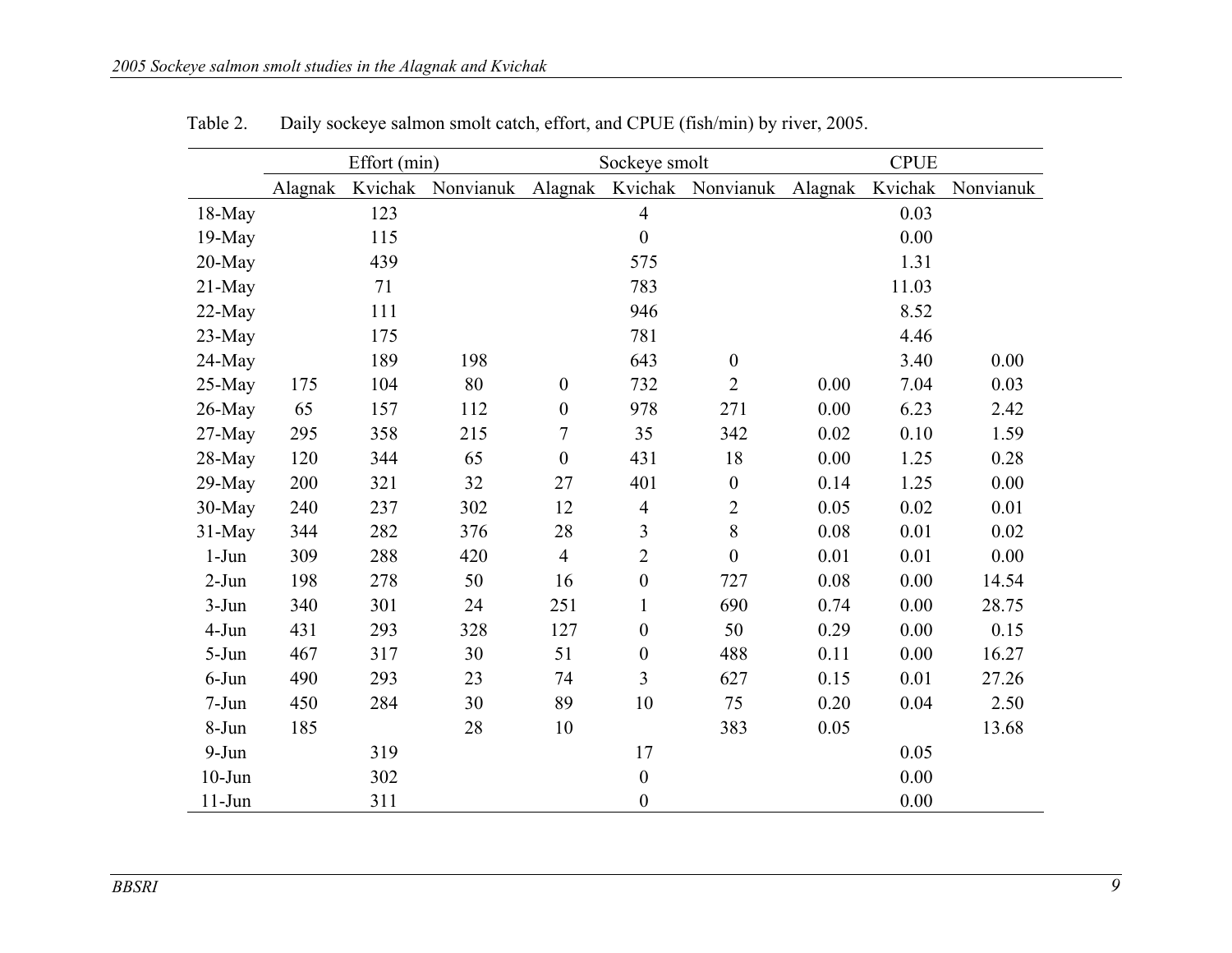Table 2. Daily sockeye salmon smolt catch, effort, and CPUE (fish/min) by river, 2005.

| | Effort (min) | | | Sockeye smolt | | | CPUE | | |
|---|---|---|---|---|---|---|---|---|---|
| | Alagnak | Kvichak | Nonvianuk | Alagnak | Kvichak | Nonvianuk | Alagnak | Kvichak | Nonvianuk |
| 18-May | | 123 | | | 4 | | | 0.03 | |
| 19-May | | 115 | | | 0 | | | 0.00 | |
| 20-May | | 439 | | | 575 | | | 1.31 | |
| 21-May | | 71 | | | 783 | | | 11.03 | |
| 22-May | | 111 | | | 946 | | | 8.52 | |
| 23-May | | 175 | | | 781 | | | 4.46 | |
| 24-May | | 189 | 198 | | 643 | 0 | | 3.40 | 0.00 |
| 25-May | 175 | 104 | 80 | 0 | 732 | 2 | 0.00 | 7.04 | 0.03 |
| 26-May | 65 | 157 | 112 | 0 | 978 | 271 | 0.00 | 6.23 | 2.42 |
| 27-May | 295 | 358 | 215 | 7 | 35 | 342 | 0.02 | 0.10 | 1.59 |
| 28-May | 120 | 344 | 65 | 0 | 431 | 18 | 0.00 | 1.25 | 0.28 |
| 29-May | 200 | 321 | 32 | 27 | 401 | 0 | 0.14 | 1.25 | 0.00 |
| 30-May | 240 | 237 | 302 | 12 | 4 | 2 | 0.05 | 0.02 | 0.01 |
| 31-May | 344 | 282 | 376 | 28 | 3 | 8 | 0.08 | 0.01 | 0.02 |
| 1-Jun | 309 | 288 | 420 | 4 | 2 | 0 | 0.01 | 0.01 | 0.00 |
| 2-Jun | 198 | 278 | 50 | 16 | 0 | 727 | 0.08 | 0.00 | 14.54 |
| 3-Jun | 340 | 301 | 24 | 251 | 1 | 690 | 0.74 | 0.00 | 28.75 |
| 4-Jun | 431 | 293 | 328 | 127 | 0 | 50 | 0.29 | 0.00 | 0.15 |
| 5-Jun | 467 | 317 | 30 | 51 | 0 | 488 | 0.11 | 0.00 | 16.27 |
| 6-Jun | 490 | 293 | 23 | 74 | 3 | 627 | 0.15 | 0.01 | 27.26 |
| 7-Jun | 450 | 284 | 30 | 89 | 10 | 75 | 0.20 | 0.04 | 2.50 |
| 8-Jun | 185 | | 28 | 10 | | 383 | 0.05 | | 13.68 |
| 9-Jun | | 319 | | | 17 | | | 0.05 | |
| 10-Jun | | 302 | | | 0 | | | 0.00 | |
| 11-Jun | | 311 | | | 0 | | | 0.00 | |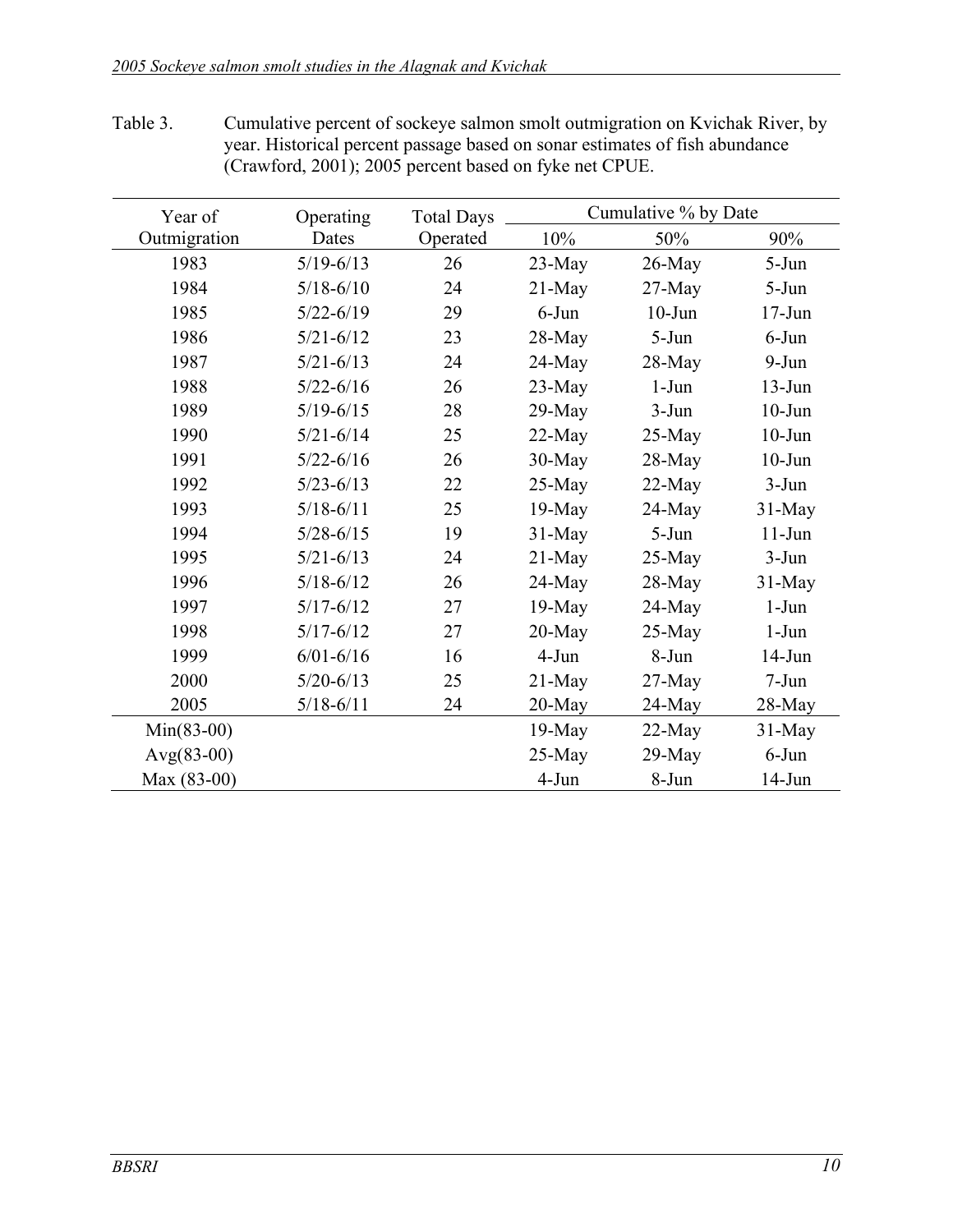Table 3. Cumulative percent of sockeye salmon smolt outmigration on Kvichak River, by year. Historical percent passage based on sonar estimates of fish abundance (Crawford, 2001); 2005 percent based on fyke net CPUE.

| Year of Outmigration | Operating Dates | Total Days Operated | Cumulative % by Date | | |
|---|---|---|---|---|---|
| | | | 10% | 50% | 90% |
| 1983 | 5/19-6/13 | 26 | 23-May | 26-May | 5-Jun |
| 1984 | 5/18-6/10 | 24 | 21-May | 27-May | 5-Jun |
| 1985 | 5/22-6/19 | 29 | 6-Jun | 10-Jun | 17-Jun |
| 1986 | 5/21-6/12 | 23 | 28-May | 5-Jun | 6-Jun |
| 1987 | 5/21-6/13 | 24 | 24-May | 28-May | 9-Jun |
| 1988 | 5/22-6/16 | 26 | 23-May | 1-Jun | 13-Jun |
| 1989 | 5/19-6/15 | 28 | 29-May | 3-Jun | 10-Jun |
| 1990 | 5/21-6/14 | 25 | 22-May | 25-May | 10-Jun |
| 1991 | 5/22-6/16 | 26 | 30-May | 28-May | 10-Jun |
| 1992 | 5/23-6/13 | 22 | 25-May | 22-May | 3-Jun |
| 1993 | 5/18-6/11 | 25 | 19-May | 24-May | 31-May |
| 1994 | 5/28-6/15 | 19 | 31-May | 5-Jun | 11-Jun |
| 1995 | 5/21-6/13 | 24 | 21-May | 25-May | 3-Jun |
| 1996 | 5/18-6/12 | 26 | 24-May | 28-May | 31-May |
| 1997 | 5/17-6/12 | 27 | 19-May | 24-May | 1-Jun |
| 1998 | 5/17-6/12 | 27 | 20-May | 25-May | 1-Jun |
| 1999 | 6/01-6/16 | 16 | 4-Jun | 8-Jun | 14-Jun |
| 2000 | 5/20-6/13 | 25 | 21-May | 27-May | 7-Jun |
| 2005 | 5/18-6/11 | 24 | 20-May | 24-May | 28-May |
| Min(83-00) | | | 19-May | 22-May | 31-May |
| Avg(83-00) | | | 25-May | 29-May | 6-Jun |
| Max (83-00) | | | 4-Jun | 8-Jun | 14-Jun |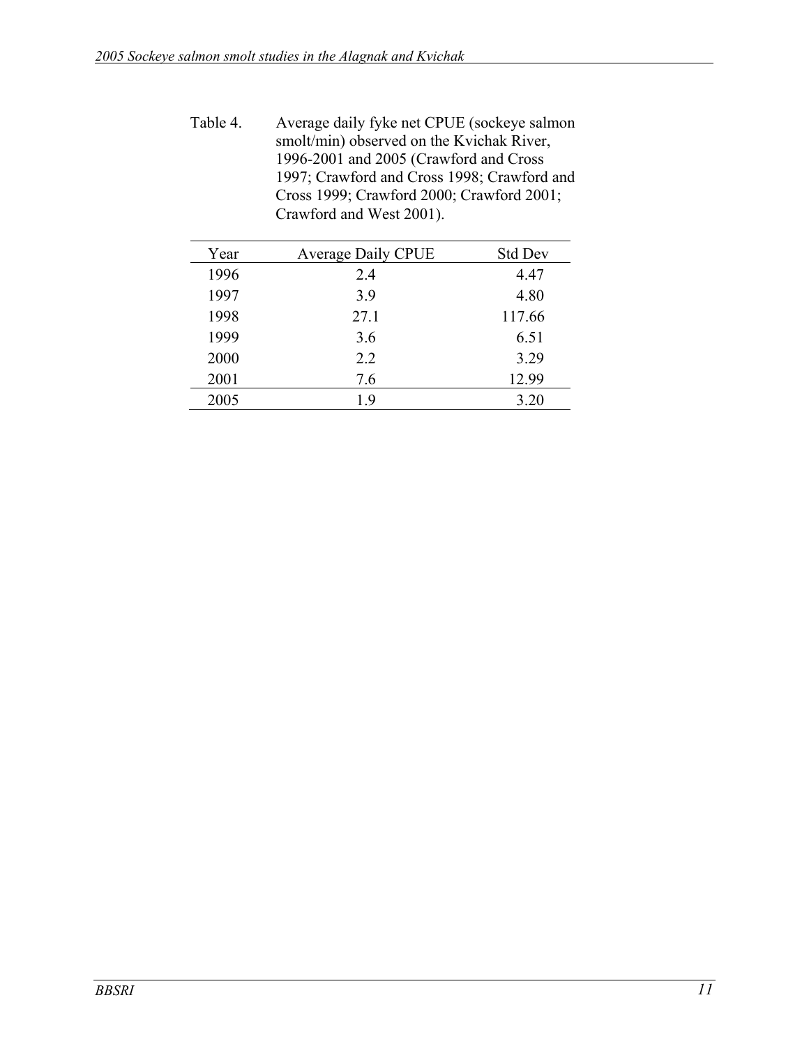Table 4. Average daily fyke net CPUE (sockeye salmon smolt/min) observed on the Kvichak River, 1996-2001 and 2005 (Crawford and Cross 1997; Crawford and Cross 1998; Crawford and Cross 1999; Crawford 2000; Crawford 2001; Crawford and West 2001).

| Year | Average Daily CPUE | Std Dev |
|---|---|---|
| 1996 | 2.4 | 4.47 |
| 1997 | 3.9 | 4.80 |
| 1998 | 27.1 | 117.66 |
| 1999 | 3.6 | 6.51 |
| 2000 | 2.2 | 3.29 |
| 2001 | 7.6 | 12.99 |
| 2005 | 1.9 | 3.20 |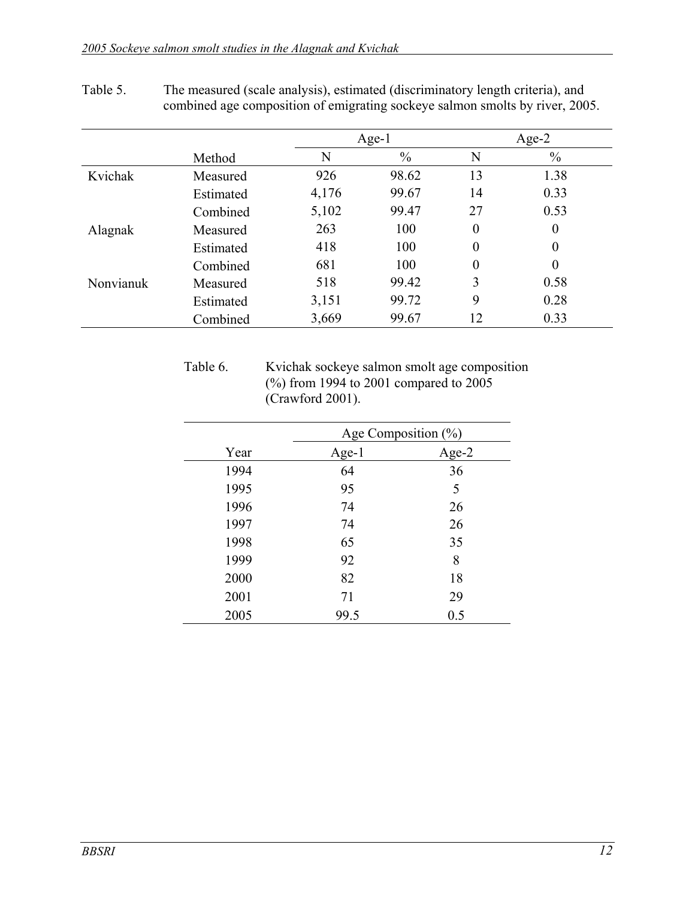Table 5. The measured (scale analysis), estimated (discriminatory length criteria), and combined age composition of emigrating sockeye salmon smolts by river, 2005.

| | | Age-1 | | Age-2 | |
|---|---|---|---|---|---|
| | Method | N | % | N | % |
| Kvichak | Measured | 926 | 98.62 | 13 | 1.38 |
| | Estimated | 4,176 | 99.67 | 14 | 0.33 |
| | Combined | 5,102 | 99.47 | 27 | 0.53 |
| Alagnak | Measured | 263 | 100 | 0 | 0 |
| | Estimated | 418 | 100 | 0 | 0 |
| | Combined | 681 | 100 | 0 | 0 |
| Nonvianuk | Measured | 518 | 99.42 | 3 | 0.58 |
| | Estimated | 3,151 | 99.72 | 9 | 0.28 |
| | Combined | 3,669 | 99.67 | 12 | 0.33 |

Table 6. Kvichak sockeye salmon smolt age composition (%) from 1994 to 2001 compared to 2005 (Crawford 2001).

| | Age Composition (%) | |
|---|---|---|
| Year | Age-1 | Age-2 |
| 1994 | 64 | 36 |
| 1995 | 95 | 5 |
| 1996 | 74 | 26 |
| 1997 | 74 | 26 |
| 1998 | 65 | 35 |
| 1999 | 92 | 8 |
| 2000 | 82 | 18 |
| 2001 | 71 | 29 |
| 2005 | 99.5 | 0.5 |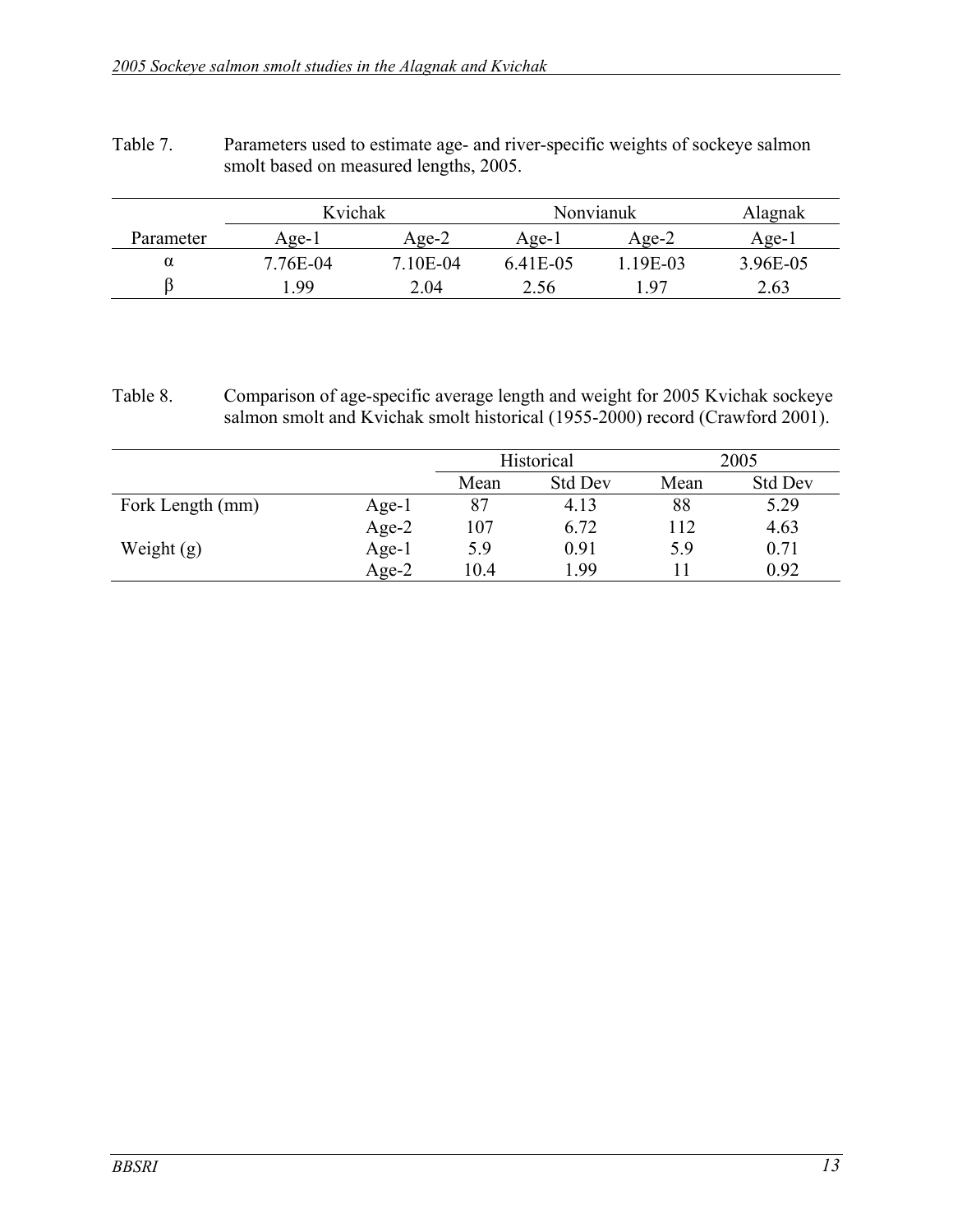Table 7. Parameters used to estimate age- and river-specific weights of sockeye salmon smolt based on measured lengths, 2005.

| | Kvichak | | Nonvianuk | | Alagnak |
|---|---|---|---|---|---|
| Parameter | Age-1 | Age-2 | Age-1 | Age-2 | Age-1 |
| α | 7.76E-04 | 7.10E-04 | 6.41E-05 | 1.19E-03 | 3.96E-05 |
| β | 1.99 | 2.04 | 2.56 | 1.97 | 2.63 |

Table 8. Comparison of age-specific average length and weight for 2005 Kvichak sockeye salmon smolt and Kvichak smolt historical (1955-2000) record (Crawford 2001).

| | | Historical | | 2005 | |
|---|---|---|---|---|---|
| | | Mean | Std Dev | Mean | Std Dev |
| Fork Length (mm) | Age-1 | 87 | 4.13 | 88 | 5.29 |
| | Age-2 | 107 | 6.72 | 112 | 4.63 |
| Weight (g) | Age-1 | 5.9 | 0.91 | 5.9 | 0.71 |
| | Age-2 | 10.4 | 1.99 | 11 | 0.92 |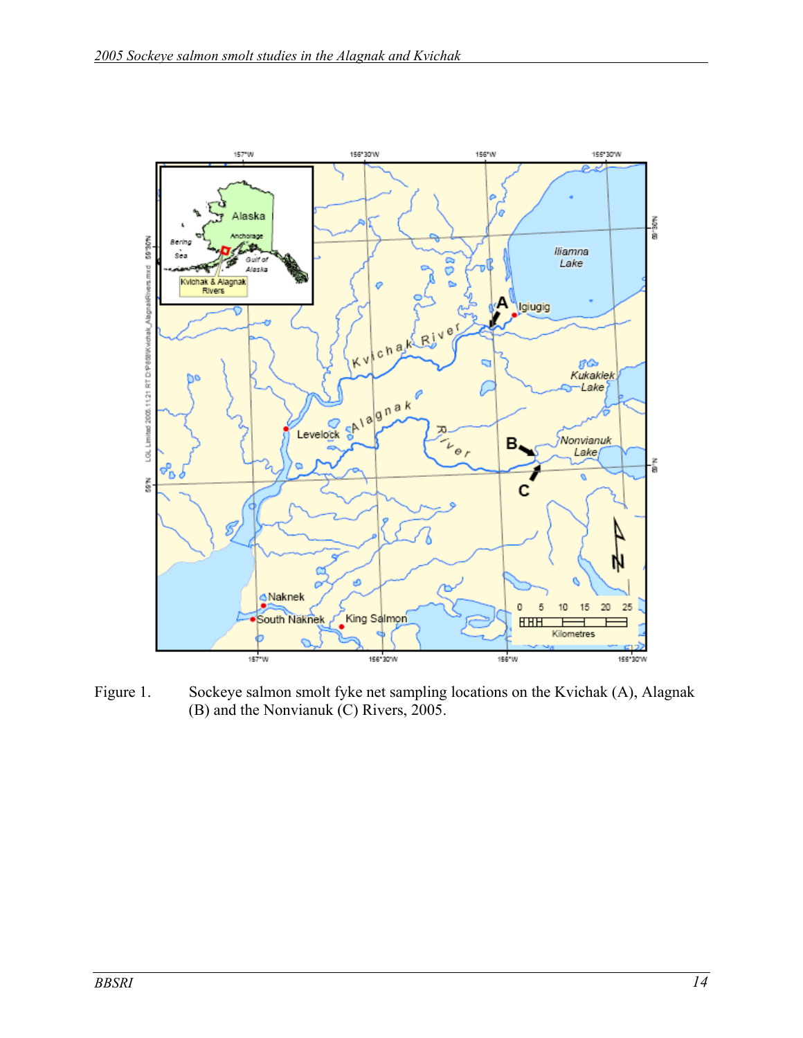Figure 1. Sockeye salmon smolt fyke net sampling locations on the Kvichak (A), Alagnak (B) and the Nonvianuk (C) Rivers, 2005.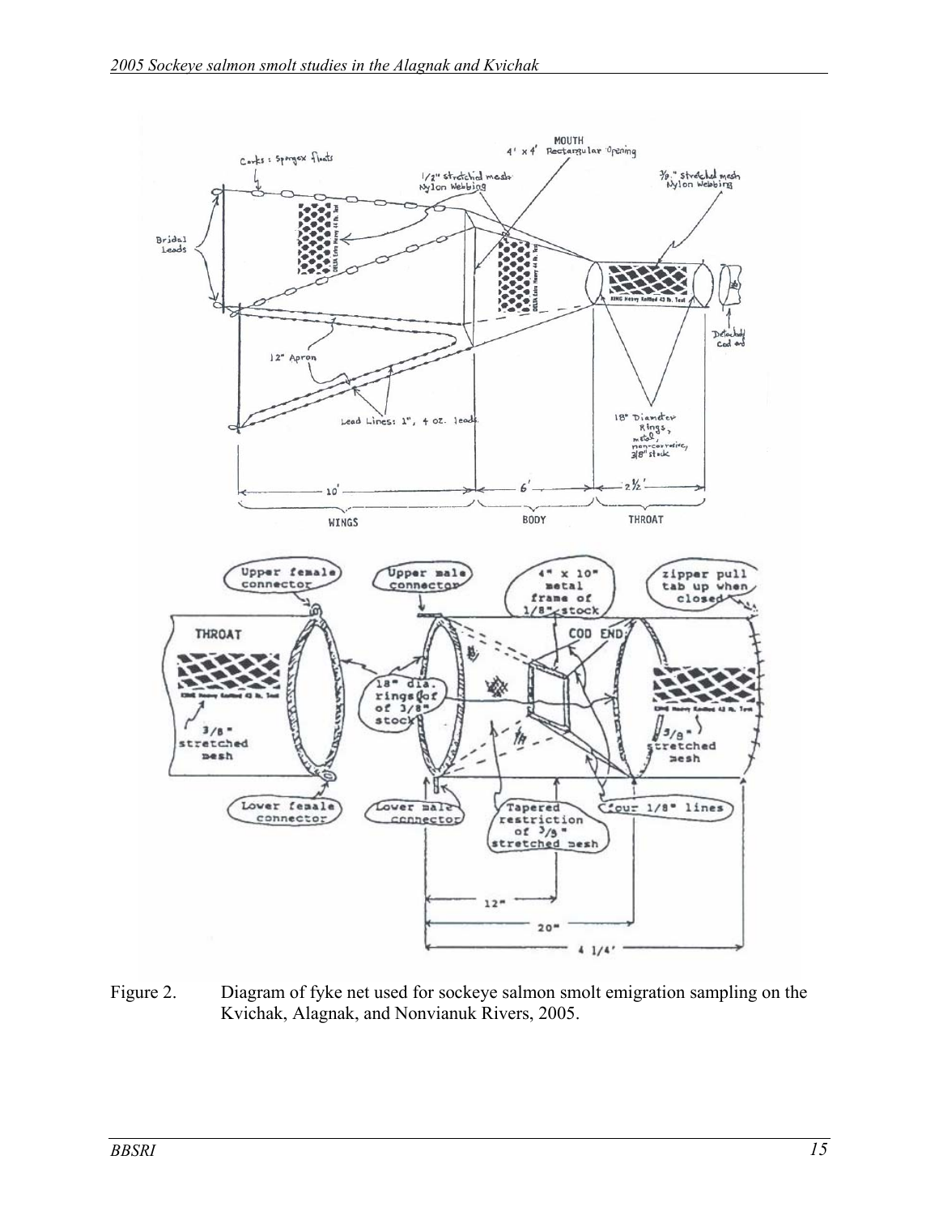Figure 2. Diagram of fyke net used for sockeye salmon smolt emigration sampling on the Kvichak, Alagnak, and Nonvianuk Rivers, 2005.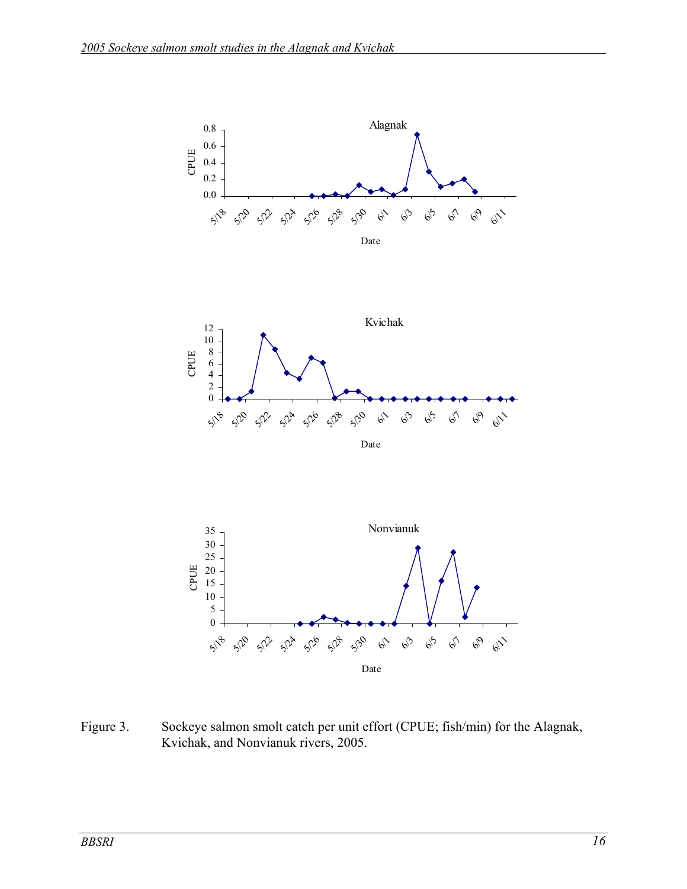Figure 3. Sockeye salmon smolt catch per unit effort (CPUE; fish/min) for the Alagnak, Kvichak, and Nonvianuk rivers, 2005.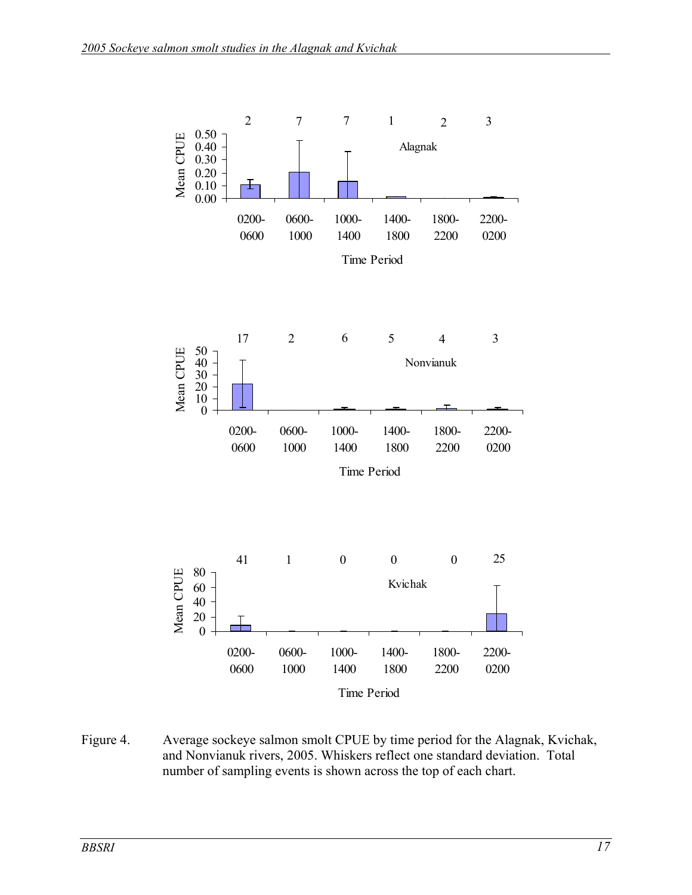Figure 4. Average sockeye salmon smolt CPUE by time period for the Alagnak, Kvichak, and Nonvianuk rivers, 2005. Whiskers reflect one standard deviation. Total number of sampling events is shown across the top of each chart.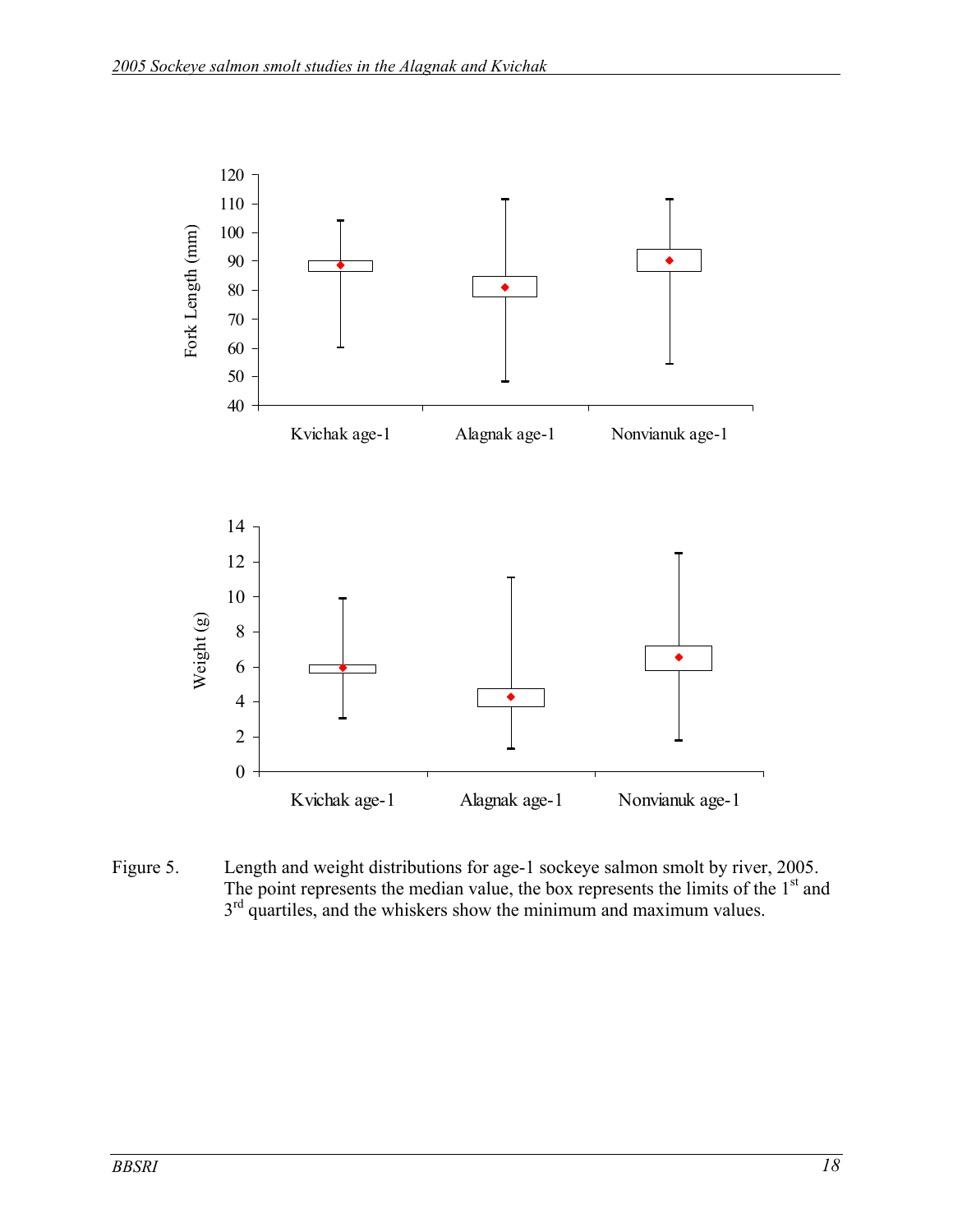Figure 5. Length and weight distributions for age-1 sockeye salmon smolt by river, 2005. The point represents the median value, the box represents the limits of the 1st and 3rd quartiles, and the whiskers show the minimum and maximum values.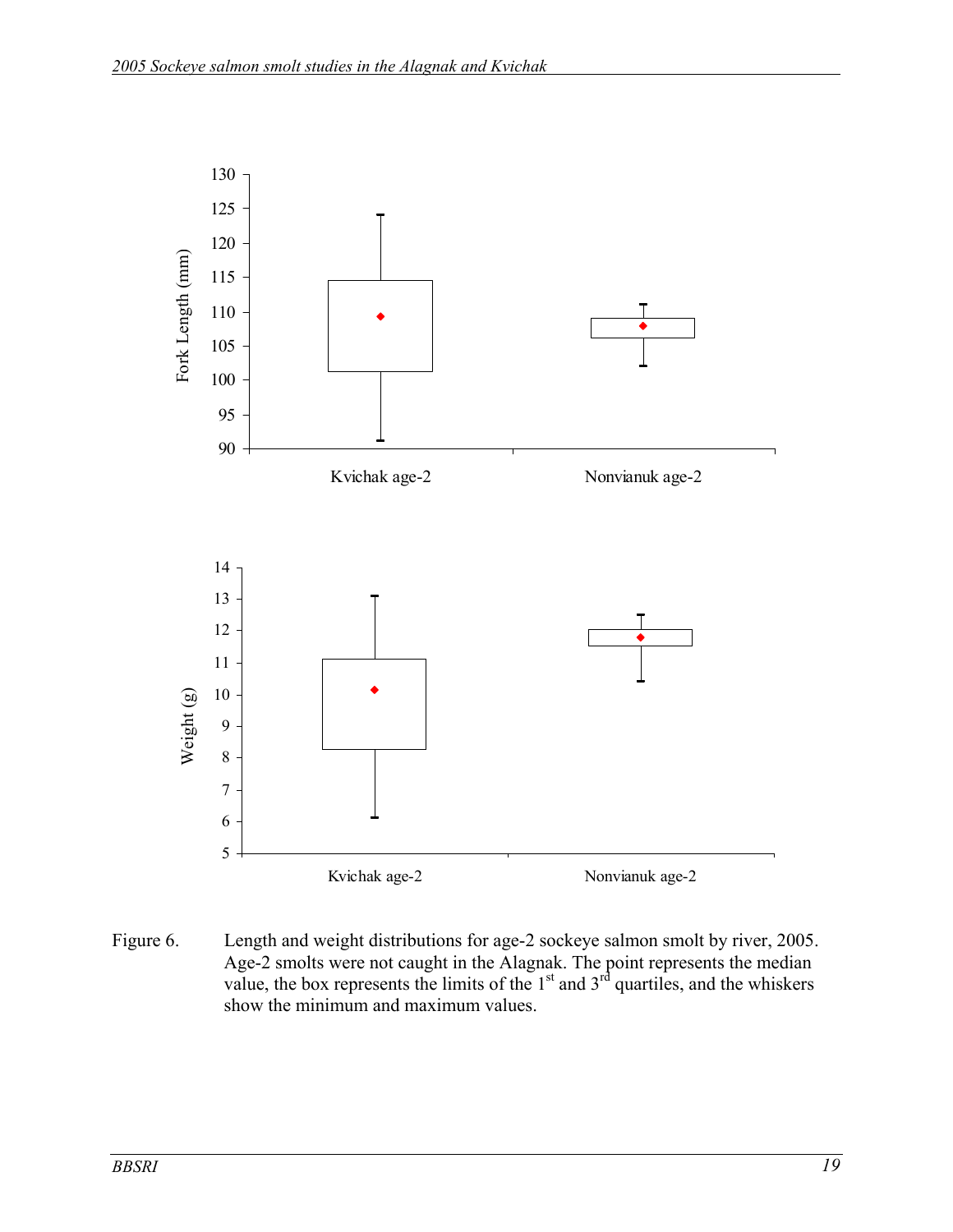Figure 6. Length and weight distributions for age-2 sockeye salmon smolt by river, 2005. Age-2 smolts were not caught in the Alagnak. The point represents the median value, the box represents the limits of the 1st and 3rd quartiles, and the whiskers show the minimum and maximum values.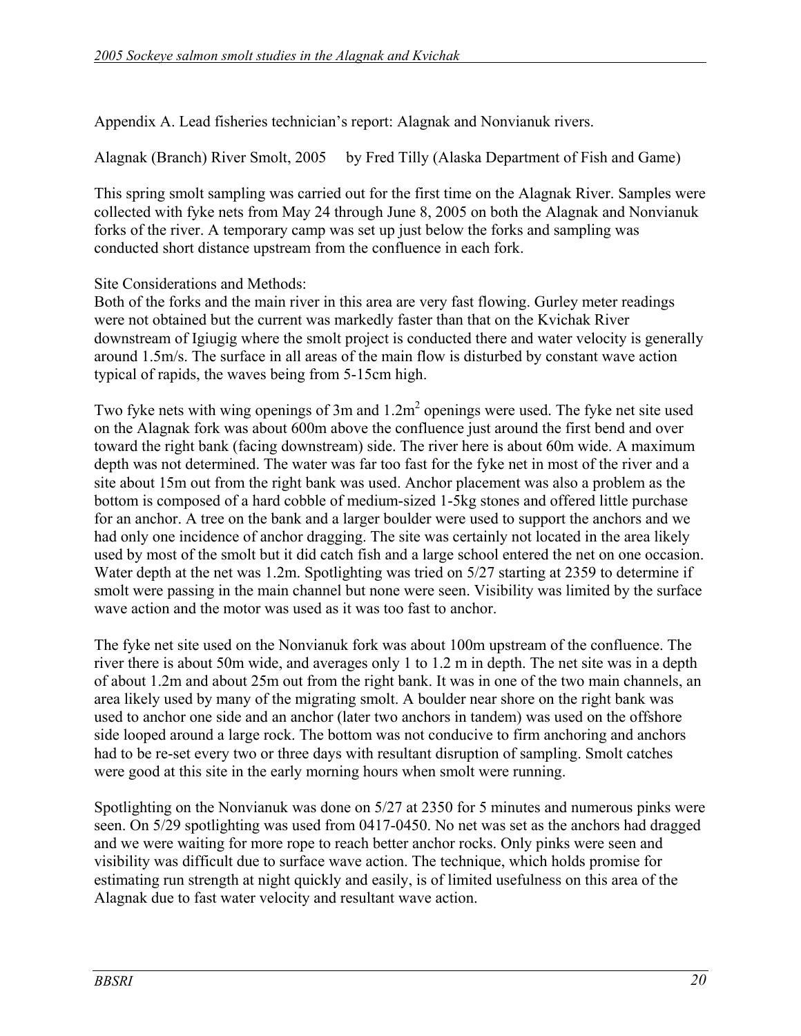Appendix A. Lead fisheries technician's report: Alagnak and Nonvianuk rivers.

Alagnak (Branch) River Smolt, 2005     by Fred Tilly (Alaska Department of Fish and Game)

This spring smolt sampling was carried out for the first time on the Alagnak River. Samples were collected with fyke nets from May 24 through June 8, 2005 on both the Alagnak and Nonvianuk forks of the river. A temporary camp was set up just below the forks and sampling was conducted short distance upstream from the confluence in each fork.

Site Considerations and Methods:
Both of the forks and the main river in this area are very fast flowing. Gurley meter readings were not obtained but the current was markedly faster than that on the Kvichak River downstream of Igiugig where the smolt project is conducted there and water velocity is generally around 1.5m/s. The surface in all areas of the main flow is disturbed by constant wave action typical of rapids, the waves being from 5-15cm high.

Two fyke nets with wing openings of 3m and 1.2m$^2$ openings were used. The fyke net site used on the Alagnak fork was about 600m above the confluence just around the first bend and over toward the right bank (facing downstream) side. The river here is about 60m wide. A maximum depth was not determined. The water was far too fast for the fyke net in most of the river and a site about 15m out from the right bank was used. Anchor placement was also a problem as the bottom is composed of a hard cobble of medium-sized 1-5kg stones and offered little purchase for an anchor. A tree on the bank and a larger boulder were used to support the anchors and we had only one incidence of anchor dragging. The site was certainly not located in the area likely used by most of the smolt but it did catch fish and a large school entered the net on one occasion. Water depth at the net was 1.2m. Spotlighting was tried on 5/27 starting at 2359 to determine if smolt were passing in the main channel but none were seen. Visibility was limited by the surface wave action and the motor was used as it was too fast to anchor.

The fyke net site used on the Nonvianuk fork was about 100m upstream of the confluence. The river there is about 50m wide, and averages only 1 to 1.2 m in depth. The net site was in a depth of about 1.2m and about 25m out from the right bank. It was in one of the two main channels, an area likely used by many of the migrating smolt. A boulder near shore on the right bank was used to anchor one side and an anchor (later two anchors in tandem) was used on the offshore side looped around a large rock. The bottom was not conducive to firm anchoring and anchors had to be re-set every two or three days with resultant disruption of sampling. Smolt catches were good at this site in the early morning hours when smolt were running.

Spotlighting on the Nonvianuk was done on 5/27 at 2350 for 5 minutes and numerous pinks were seen. On 5/29 spotlighting was used from 0417-0450. No net was set as the anchors had dragged and we were waiting for more rope to reach better anchor rocks. Only pinks were seen and visibility was difficult due to surface wave action. The technique, which holds promise for estimating run strength at night quickly and easily, is of limited usefulness on this area of the Alagnak due to fast water velocity and resultant wave action.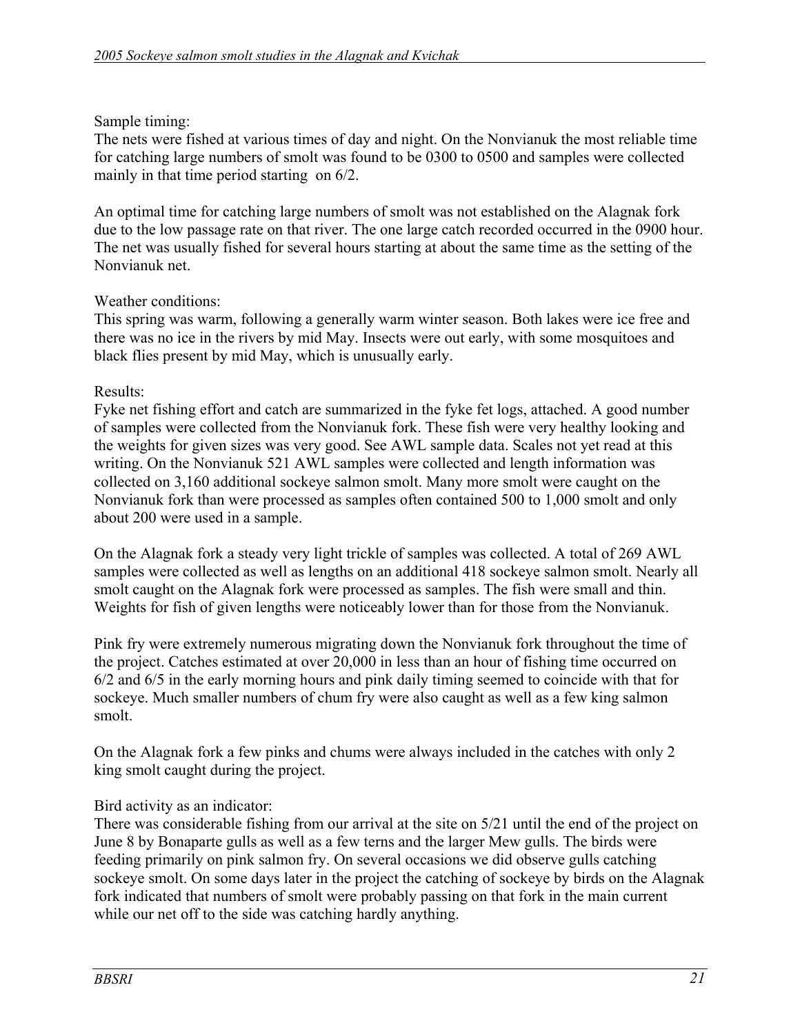Sample timing:

The nets were fished at various times of day and night. On the Nonvianuk the most reliable time for catching large numbers of smolt was found to be 0300 to 0500 and samples were collected mainly in that time period starting on 6/2.

An optimal time for catching large numbers of smolt was not established on the Alagnak fork due to the low passage rate on that river. The one large catch recorded occurred in the 0900 hour. The net was usually fished for several hours starting at about the same time as the setting of the Nonvianuk net.

Weather conditions:

This spring was warm, following a generally warm winter season. Both lakes were ice free and there was no ice in the rivers by mid May. Insects were out early, with some mosquitoes and black flies present by mid May, which is unusually early.

Results:

Fyke net fishing effort and catch are summarized in the fyke fet logs, attached. A good number of samples were collected from the Nonvianuk fork. These fish were very healthy looking and the weights for given sizes was very good. See AWL sample data. Scales not yet read at this writing. On the Nonvianuk 521 AWL samples were collected and length information was collected on 3,160 additional sockeye salmon smolt. Many more smolt were caught on the Nonvianuk fork than were processed as samples often contained 500 to 1,000 smolt and only about 200 were used in a sample.

On the Alagnak fork a steady very light trickle of samples was collected. A total of 269 AWL samples were collected as well as lengths on an additional 418 sockeye salmon smolt. Nearly all smolt caught on the Alagnak fork were processed as samples. The fish were small and thin. Weights for fish of given lengths were noticeably lower than for those from the Nonvianuk.

Pink fry were extremely numerous migrating down the Nonvianuk fork throughout the time of the project. Catches estimated at over 20,000 in less than an hour of fishing time occurred on 6/2 and 6/5 in the early morning hours and pink daily timing seemed to coincide with that for sockeye. Much smaller numbers of chum fry were also caught as well as a few king salmon smolt.

On the Alagnak fork a few pinks and chums were always included in the catches with only 2 king smolt caught during the project.

Bird activity as an indicator:

There was considerable fishing from our arrival at the site on 5/21 until the end of the project on June 8 by Bonaparte gulls as well as a few terns and the larger Mew gulls. The birds were feeding primarily on pink salmon fry. On several occasions we did observe gulls catching sockeye smolt. On some days later in the project the catching of sockeye by birds on the Alagnak fork indicated that numbers of smolt were probably passing on that fork in the main current while our net off to the side was catching hardly anything.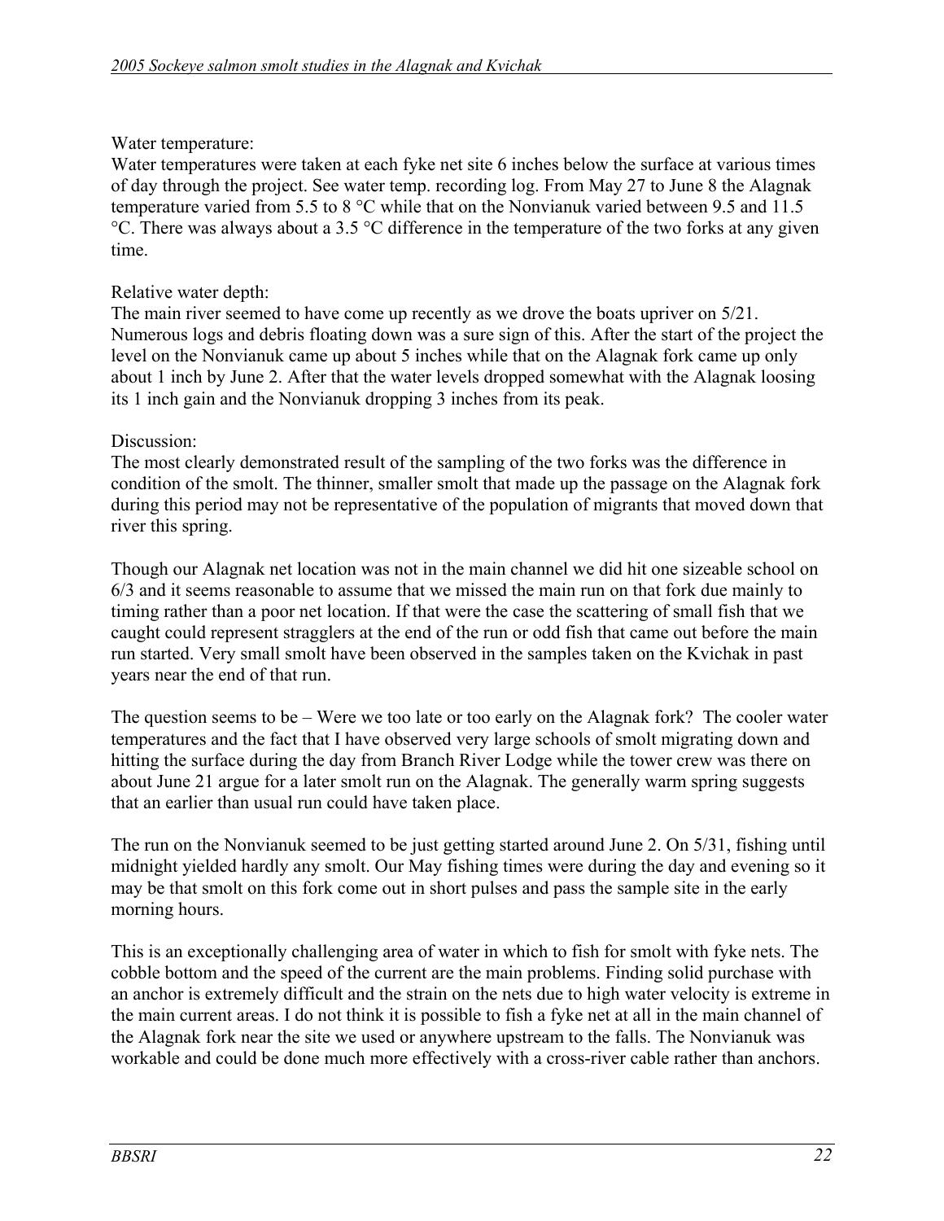Water temperature:
Water temperatures were taken at each fyke net site 6 inches below the surface at various times of day through the project. See water temp. recording log. From May 27 to June 8 the Alagnak temperature varied from 5.5 to 8 °C while that on the Nonvianuk varied between 9.5 and 11.5 °C. There was always about a 3.5 °C difference in the temperature of the two forks at any given time.

Relative water depth:
The main river seemed to have come up recently as we drove the boats upriver on 5/21. Numerous logs and debris floating down was a sure sign of this. After the start of the project the level on the Nonvianuk came up about 5 inches while that on the Alagnak fork came up only about 1 inch by June 2. After that the water levels dropped somewhat with the Alagnak loosing its 1 inch gain and the Nonvianuk dropping 3 inches from its peak.

Discussion:
The most clearly demonstrated result of the sampling of the two forks was the difference in condition of the smolt. The thinner, smaller smolt that made up the passage on the Alagnak fork during this period may not be representative of the population of migrants that moved down that river this spring.

Though our Alagnak net location was not in the main channel we did hit one sizeable school on 6/3 and it seems reasonable to assume that we missed the main run on that fork due mainly to timing rather than a poor net location. If that were the case the scattering of small fish that we caught could represent stragglers at the end of the run or odd fish that came out before the main run started. Very small smolt have been observed in the samples taken on the Kvichak in past years near the end of that run.

The question seems to be – Were we too late or too early on the Alagnak fork? The cooler water temperatures and the fact that I have observed very large schools of smolt migrating down and hitting the surface during the day from Branch River Lodge while the tower crew was there on about June 21 argue for a later smolt run on the Alagnak. The generally warm spring suggests that an earlier than usual run could have taken place.

The run on the Nonvianuk seemed to be just getting started around June 2. On 5/31, fishing until midnight yielded hardly any smolt. Our May fishing times were during the day and evening so it may be that smolt on this fork come out in short pulses and pass the sample site in the early morning hours.

This is an exceptionally challenging area of water in which to fish for smolt with fyke nets. The cobble bottom and the speed of the current are the main problems. Finding solid purchase with an anchor is extremely difficult and the strain on the nets due to high water velocity is extreme in the main current areas. I do not think it is possible to fish a fyke net at all in the main channel of the Alagnak fork near the site we used or anywhere upstream to the falls. The Nonvianuk was workable and could be done much more effectively with a cross-river cable rather than anchors.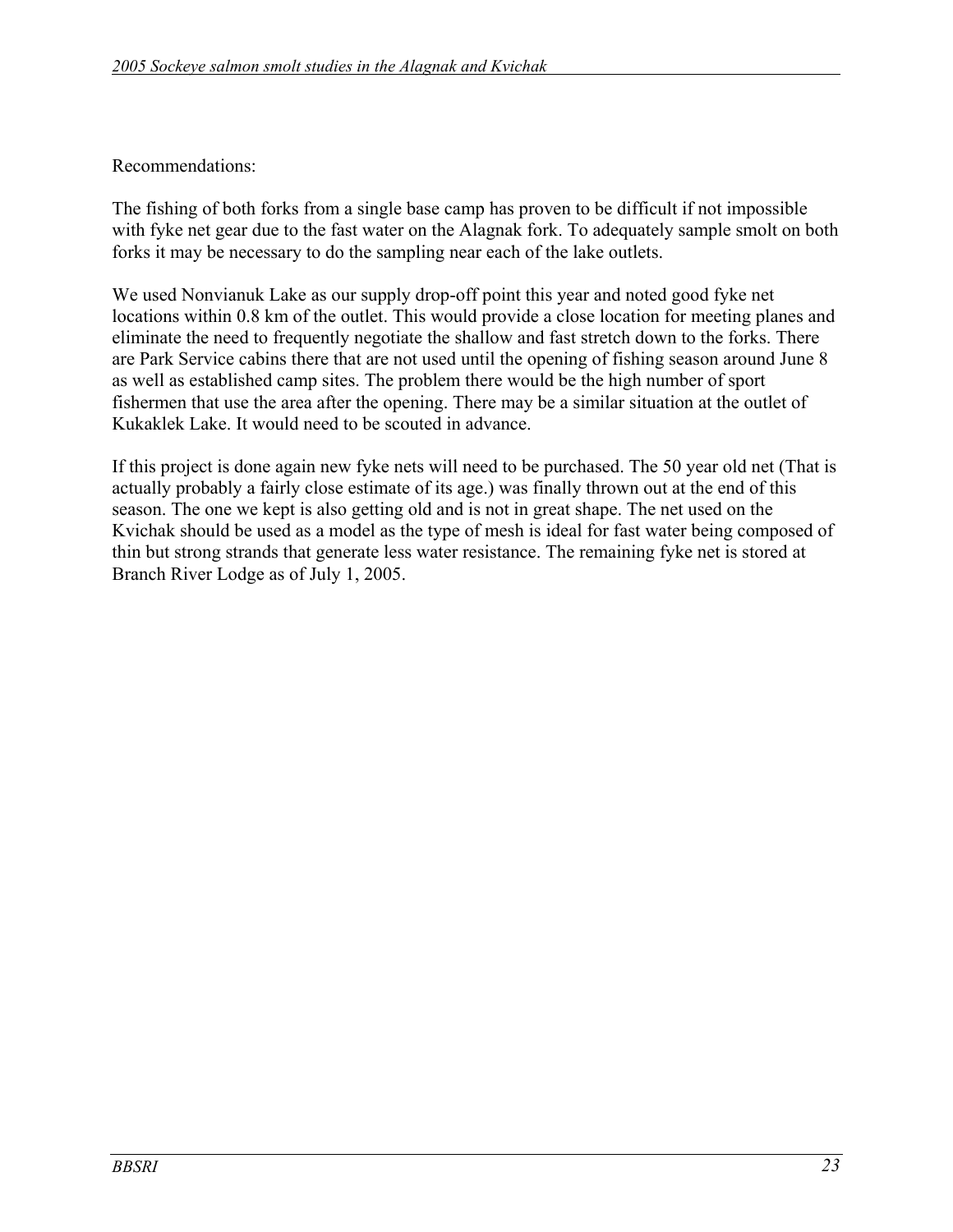Recommendations:

The fishing of both forks from a single base camp has proven to be difficult if not impossible with fyke net gear due to the fast water on the Alagnak fork. To adequately sample smolt on both forks it may be necessary to do the sampling near each of the lake outlets.

We used Nonvianuk Lake as our supply drop-off point this year and noted good fyke net locations within 0.8 km of the outlet. This would provide a close location for meeting planes and eliminate the need to frequently negotiate the shallow and fast stretch down to the forks. There are Park Service cabins there that are not used until the opening of fishing season around June 8 as well as established camp sites. The problem there would be the high number of sport fishermen that use the area after the opening. There may be a similar situation at the outlet of Kukaklek Lake. It would need to be scouted in advance.

If this project is done again new fyke nets will need to be purchased. The 50 year old net (That is actually probably a fairly close estimate of its age.) was finally thrown out at the end of this season. The one we kept is also getting old and is not in great shape. The net used on the Kvichak should be used as a model as the type of mesh is ideal for fast water being composed of thin but strong strands that generate less water resistance. The remaining fyke net is stored at Branch River Lodge as of July 1, 2005.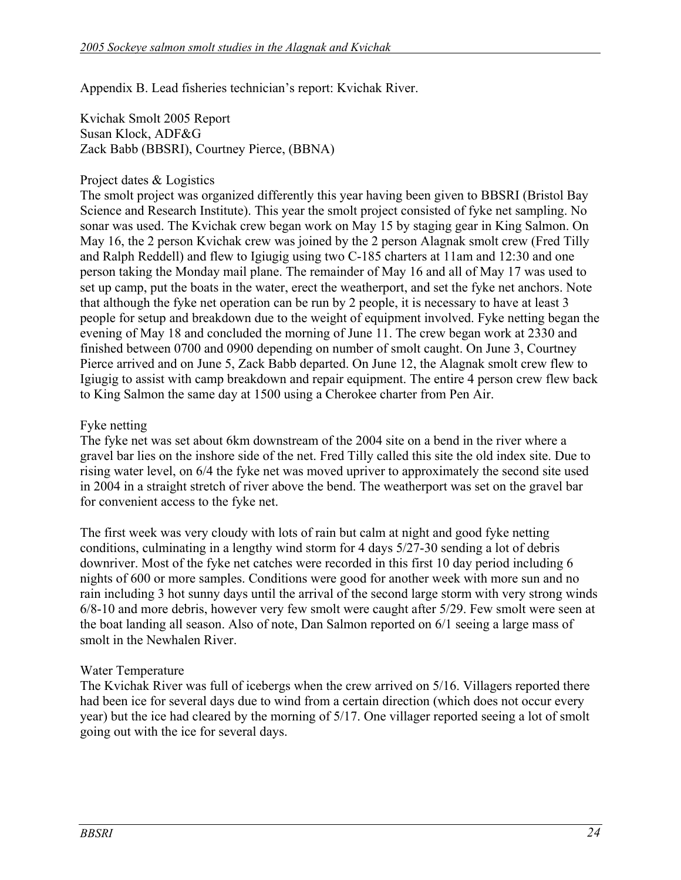Appendix B. Lead fisheries technician's report: Kvichak River.

Kvichak Smolt 2005 Report
Susan Klock, ADF&G
Zack Babb (BBSRI), Courtney Pierce, (BBNA)

Project dates & Logistics

The smolt project was organized differently this year having been given to BBSRI (Bristol Bay Science and Research Institute). This year the smolt project consisted of fyke net sampling. No sonar was used. The Kvichak crew began work on May 15 by staging gear in King Salmon. On May 16, the 2 person Kvichak crew was joined by the 2 person Alagnak smolt crew (Fred Tilly and Ralph Reddell) and flew to Igiugig using two C-185 charters at 11am and 12:30 and one person taking the Monday mail plane. The remainder of May 16 and all of May 17 was used to set up camp, put the boats in the water, erect the weatherport, and set the fyke net anchors. Note that although the fyke net operation can be run by 2 people, it is necessary to have at least 3 people for setup and breakdown due to the weight of equipment involved. Fyke netting began the evening of May 18 and concluded the morning of June 11. The crew began work at 2330 and finished between 0700 and 0900 depending on number of smolt caught. On June 3, Courtney Pierce arrived and on June 5, Zack Babb departed. On June 12, the Alagnak smolt crew flew to Igiugig to assist with camp breakdown and repair equipment. The entire 4 person crew flew back to King Salmon the same day at 1500 using a Cherokee charter from Pen Air.

Fyke netting

The fyke net was set about 6km downstream of the 2004 site on a bend in the river where a gravel bar lies on the inshore side of the net. Fred Tilly called this site the old index site. Due to rising water level, on 6/4 the fyke net was moved upriver to approximately the second site used in 2004 in a straight stretch of river above the bend. The weatherport was set on the gravel bar for convenient access to the fyke net.

The first week was very cloudy with lots of rain but calm at night and good fyke netting conditions, culminating in a lengthy wind storm for 4 days 5/27-30 sending a lot of debris downriver. Most of the fyke net catches were recorded in this first 10 day period including 6 nights of 600 or more samples. Conditions were good for another week with more sun and no rain including 3 hot sunny days until the arrival of the second large storm with very strong winds 6/8-10 and more debris, however very few smolt were caught after 5/29. Few smolt were seen at the boat landing all season. Also of note, Dan Salmon reported on 6/1 seeing a large mass of smolt in the Newhalen River.

Water Temperature

The Kvichak River was full of icebergs when the crew arrived on 5/16. Villagers reported there had been ice for several days due to wind from a certain direction (which does not occur every year) but the ice had cleared by the morning of 5/17. One villager reported seeing a lot of smolt going out with the ice for several days.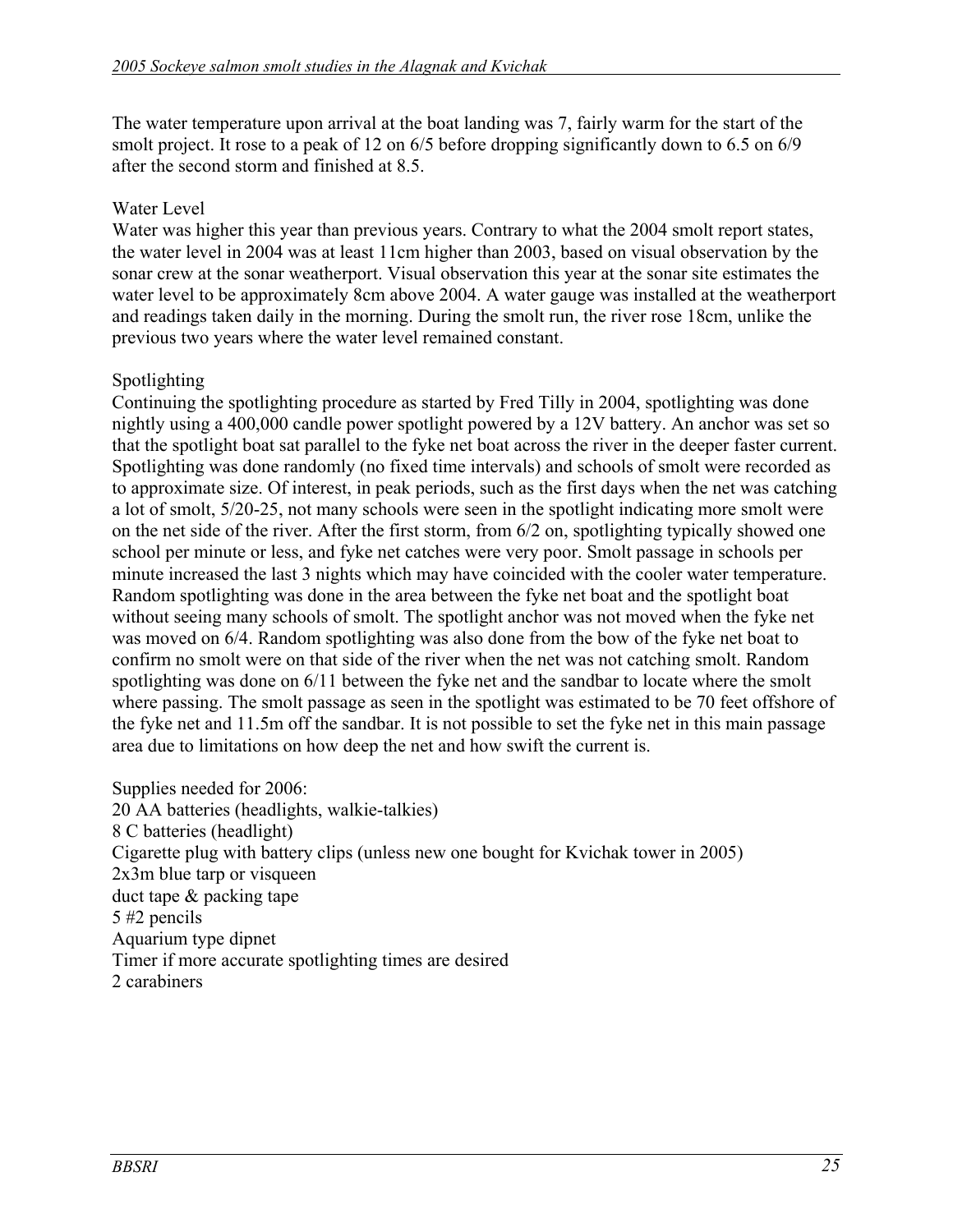The water temperature upon arrival at the boat landing was 7, fairly warm for the start of the smolt project. It rose to a peak of 12 on 6/5 before dropping significantly down to 6.5 on 6/9 after the second storm and finished at 8.5.

### Water Level

Water was higher this year than previous years. Contrary to what the 2004 smolt report states, the water level in 2004 was at least 11cm higher than 2003, based on visual observation by the sonar crew at the sonar weatherport. Visual observation this year at the sonar site estimates the water level to be approximately 8cm above 2004. A water gauge was installed at the weatherport and readings taken daily in the morning. During the smolt run, the river rose 18cm, unlike the previous two years where the water level remained constant.

### Spotlighting

Continuing the spotlighting procedure as started by Fred Tilly in 2004, spotlighting was done nightly using a 400,000 candle power spotlight powered by a 12V battery. An anchor was set so that the spotlight boat sat parallel to the fyke net boat across the river in the deeper faster current. Spotlighting was done randomly (no fixed time intervals) and schools of smolt were recorded as to approximate size. Of interest, in peak periods, such as the first days when the net was catching a lot of smolt, 5/20-25, not many schools were seen in the spotlight indicating more smolt were on the net side of the river. After the first storm, from 6/2 on, spotlighting typically showed one school per minute or less, and fyke net catches were very poor. Smolt passage in schools per minute increased the last 3 nights which may have coincided with the cooler water temperature. Random spotlighting was done in the area between the fyke net boat and the spotlight boat without seeing many schools of smolt. The spotlight anchor was not moved when the fyke net was moved on 6/4. Random spotlighting was also done from the bow of the fyke net boat to confirm no smolt were on that side of the river when the net was not catching smolt. Random spotlighting was done on 6/11 between the fyke net and the sandbar to locate where the smolt where passing. The smolt passage as seen in the spotlight was estimated to be 70 feet offshore of the fyke net and 11.5m off the sandbar. It is not possible to set the fyke net in this main passage area due to limitations on how deep the net and how swift the current is.

Supplies needed for 2006:
20 AA batteries (headlights, walkie-talkies)
8 C batteries (headlight)
Cigarette plug with battery clips (unless new one bought for Kvichak tower in 2005)
2x3m blue tarp or visqueen
duct tape & packing tape
5 #2 pencils
Aquarium type dipnet
Timer if more accurate spotlighting times are desired
2 carabiners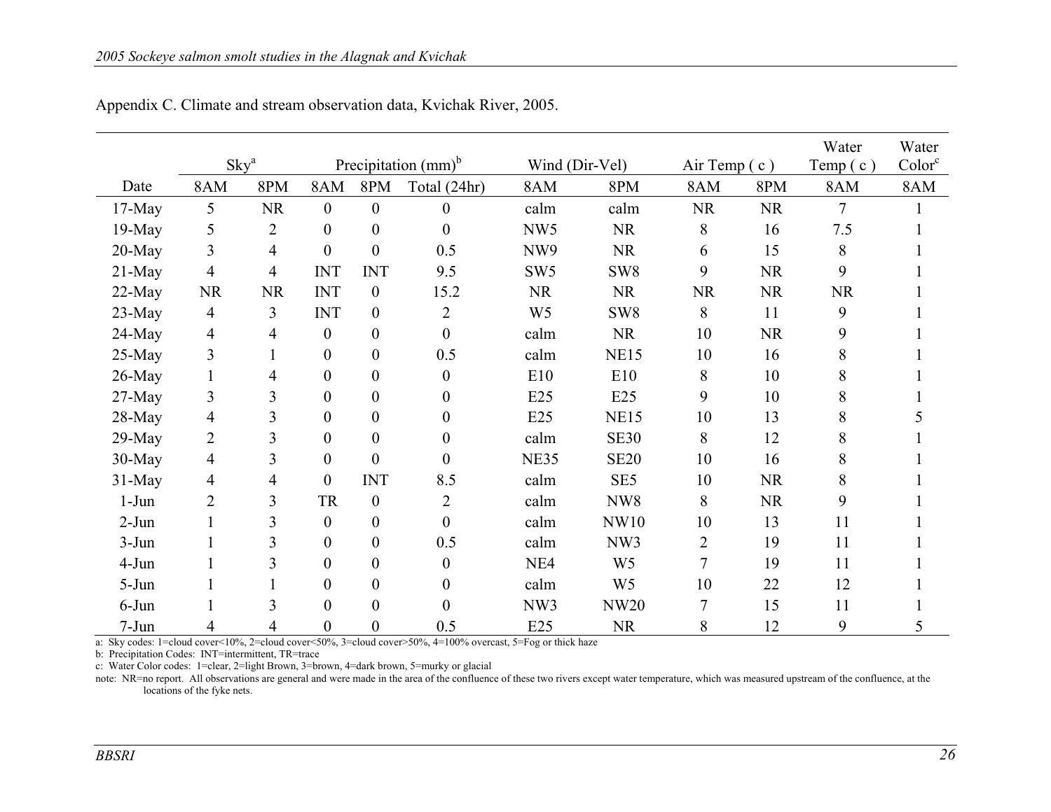Appendix C. Climate and stream observation data, Kvichak River, 2005.

| | Sky[a] | | Precipitation (mm)[b] | | | Wind (Dir-Vel) | | Air Temp ( c ) | | Water Temp ( c ) | Water Color[c] |
|---|---|---|---|---|---|---|---|---|---|---|---|
| Date | 8AM | 8PM | 8AM | 8PM | Total (24hr) | 8AM | 8PM | 8AM | 8PM | 8AM | 8AM |
| 17-May | 5 | NR | 0 | 0 | 0 | calm | calm | NR | NR | 7 | 1 |
| 19-May | 5 | 2 | 0 | 0 | 0 | NW5 | NR | 8 | 16 | 7.5 | 1 |
| 20-May | 3 | 4 | 0 | 0 | 0.5 | NW9 | NR | 6 | 15 | 8 | 1 |
| 21-May | 4 | 4 | INT | INT | 9.5 | SW5 | SW8 | 9 | NR | 9 | 1 |
| 22-May | NR | NR | INT | 0 | 15.2 | NR | NR | NR | NR | NR | 1 |
| 23-May | 4 | 3 | INT | 0 | 2 | W5 | SW8 | 8 | 11 | 9 | 1 |
| 24-May | 4 | 4 | 0 | 0 | 0 | calm | NR | 10 | NR | 9 | 1 |
| 25-May | 3 | 1 | 0 | 0 | 0.5 | calm | NE15 | 10 | 16 | 8 | 1 |
| 26-May | 1 | 4 | 0 | 0 | 0 | E10 | E10 | 8 | 10 | 8 | 1 |
| 27-May | 3 | 3 | 0 | 0 | 0 | E25 | E25 | 9 | 10 | 8 | 1 |
| 28-May | 4 | 3 | 0 | 0 | 0 | E25 | NE15 | 10 | 13 | 8 | 5 |
| 29-May | 2 | 3 | 0 | 0 | 0 | calm | SE30 | 8 | 12 | 8 | 1 |
| 30-May | 4 | 3 | 0 | 0 | 0 | NE35 | SE20 | 10 | 16 | 8 | 1 |
| 31-May | 4 | 4 | 0 | INT | 8.5 | calm | SE5 | 10 | NR | 8 | 1 |
| 1-Jun | 2 | 3 | TR | 0 | 2 | calm | NW8 | 8 | NR | 9 | 1 |
| 2-Jun | 1 | 3 | 0 | 0 | 0 | calm | NW10 | 10 | 13 | 11 | 1 |
| 3-Jun | 1 | 3 | 0 | 0 | 0.5 | calm | NW3 | 2 | 19 | 11 | 1 |
| 4-Jun | 1 | 3 | 0 | 0 | 0 | NE4 | W5 | 7 | 19 | 11 | 1 |
| 5-Jun | 1 | 1 | 0 | 0 | 0 | calm | W5 | 10 | 22 | 12 | 1 |
| 6-Jun | 1 | 3 | 0 | 0 | 0 | NW3 | NW20 | 7 | 15 | 11 | 1 |
| 7-Jun | 4 | 4 | 0 | 0 | 0.5 | E25 | NR | 8 | 12 | 9 | 5 |

a: Sky codes: 1=cloud cover<10%, 2=cloud cover<50%, 3=cloud cover>50%, 4=100% overcast, 5=Fog or thick haze

b: Precipitation Codes: INT=intermittent, TR=trace

c: Water Color codes: 1=clear, 2=light Brown, 3=brown, 4=dark brown, 5=murky or glacial

note: NR=no report. All observations are general and were made in the area of the confluence of these two rivers except water temperature, which was measured upstream of the confluence, at the locations of the fyke nets.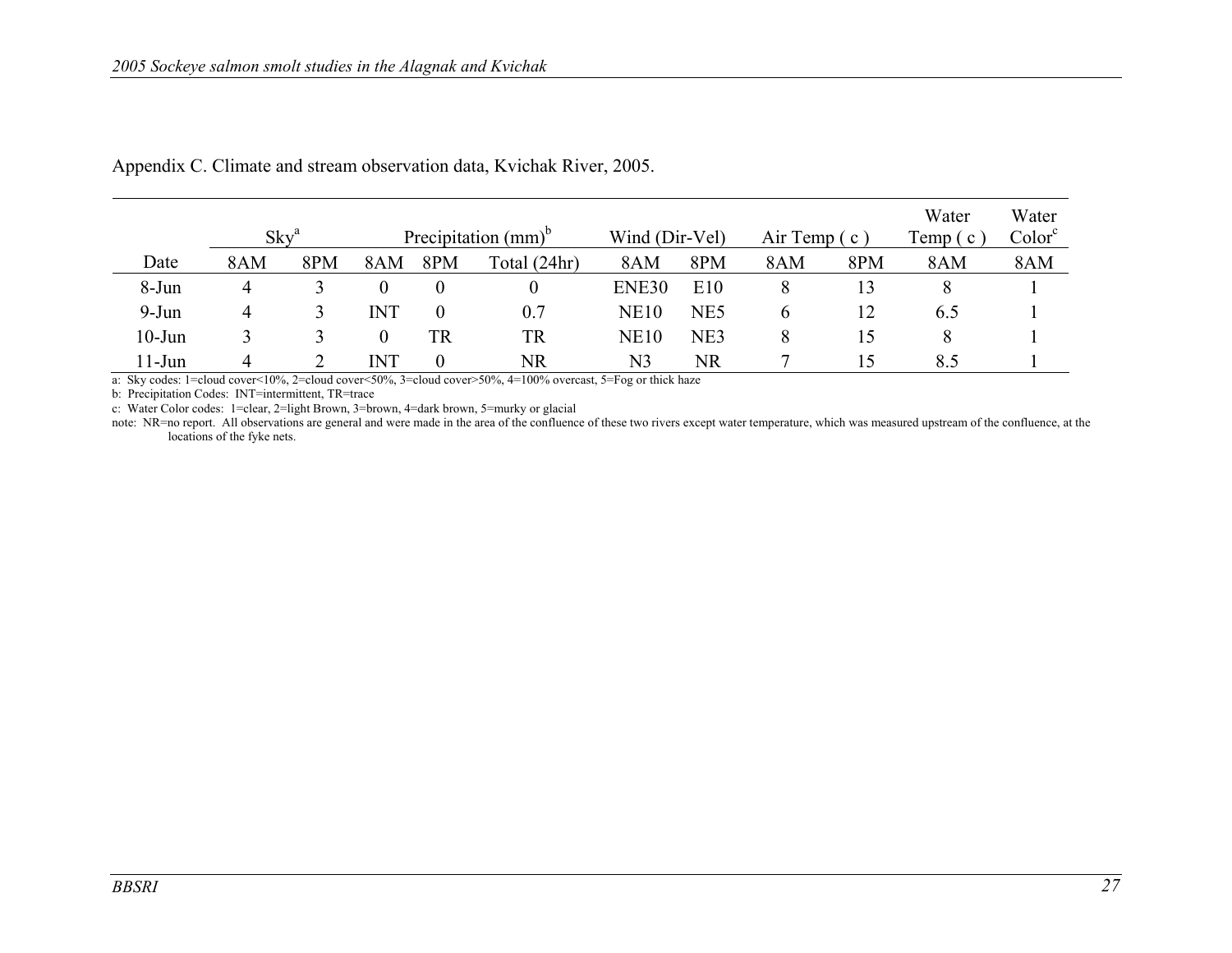Appendix C. Climate and stream observation data, Kvichak River, 2005.

| | Sky[a] | | Precipitation (mm)[b] | | | Wind (Dir-Vel) | | Air Temp ( c ) | | Water Temp ( c ) | Water Color[c] |
|---|---|---|---|---|---|---|---|---|---|---|---|
| Date | 8AM | 8PM | 8AM | 8PM | Total (24hr) | 8AM | 8PM | 8AM | 8PM | 8AM | 8AM |
| 8-Jun | 4 | 3 | 0 | 0 | 0 | ENE30 | E10 | 8 | 13 | 8 | 1 |
| 9-Jun | 4 | 3 | INT | 0 | 0.7 | NE10 | NE5 | 6 | 12 | 6.5 | 1 |
| 10-Jun | 3 | 3 | 0 | TR | TR | NE10 | NE3 | 8 | 15 | 8 | 1 |
| 11-Jun | 4 | 2 | INT | 0 | NR | N3 | NR | 7 | 15 | 8.5 | 1 |

a: Sky codes: 1=cloud cover<10%, 2=cloud cover<50%, 3=cloud cover>50%, 4=100% overcast, 5=Fog or thick haze

b: Precipitation Codes: INT=intermittent, TR=trace

c: Water Color codes: 1=clear, 2=light Brown, 3=brown, 4=dark brown, 5=murky or glacial

note: NR=no report. All observations are general and were made in the area of the confluence of these two rivers except water temperature, which was measured upstream of the confluence, at the locations of the fyke nets.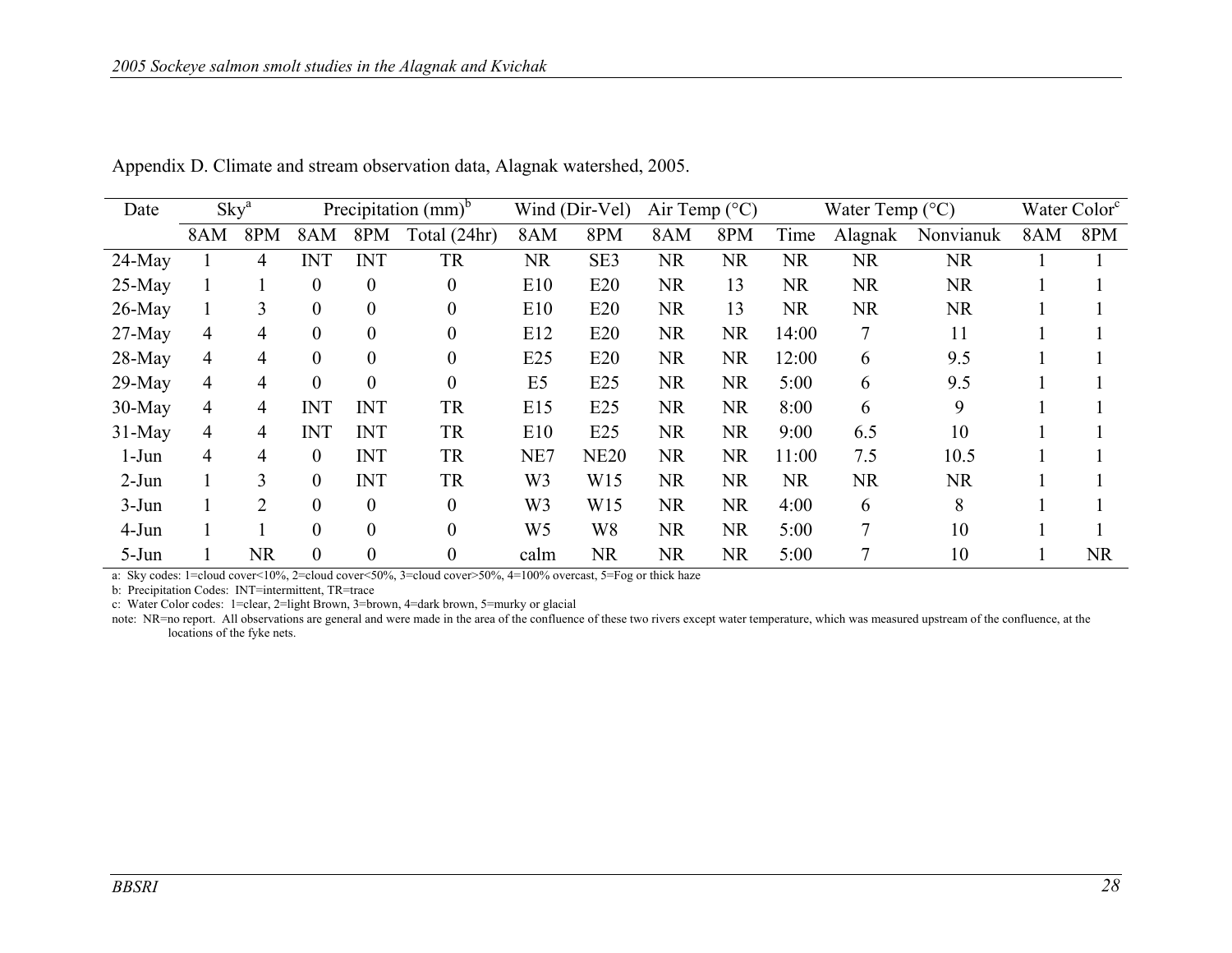Appendix D. Climate and stream observation data, Alagnak watershed, 2005.

| Date | Sky[a] | | Precipitation (mm)[b] | | | Wind (Dir-Vel) | | Air Temp (°C) | | Water Temp (°C) | | | Water Color[c] | |
|---|---|---|---|---|---|---|---|---|---|---|---|---|---|---|
| | 8AM | 8PM | 8AM | 8PM | Total (24hr) | 8AM | 8PM | 8AM | 8PM | Time | Alagnak | Nonvianuk | 8AM | 8PM |
| 24-May | 1 | 4 | INT | INT | TR | NR | SE3 | NR | NR | NR | NR | NR | 1 | 1 |
| 25-May | 1 | 1 | 0 | 0 | 0 | E10 | E20 | NR | 13 | NR | NR | NR | 1 | 1 |
| 26-May | 1 | 3 | 0 | 0 | 0 | E10 | E20 | NR | 13 | NR | NR | NR | 1 | 1 |
| 27-May | 4 | 4 | 0 | 0 | 0 | E12 | E20 | NR | NR | 14:00 | 7 | 11 | 1 | 1 |
| 28-May | 4 | 4 | 0 | 0 | 0 | E25 | E20 | NR | NR | 12:00 | 6 | 9.5 | 1 | 1 |
| 29-May | 4 | 4 | 0 | 0 | 0 | E5 | E25 | NR | NR | 5:00 | 6 | 9.5 | 1 | 1 |
| 30-May | 4 | 4 | INT | INT | TR | E15 | E25 | NR | NR | 8:00 | 6 | 9 | 1 | 1 |
| 31-May | 4 | 4 | INT | INT | TR | E10 | E25 | NR | NR | 9:00 | 6.5 | 10 | 1 | 1 |
| 1-Jun | 4 | 4 | 0 | INT | TR | NE7 | NE20 | NR | NR | 11:00 | 7.5 | 10.5 | 1 | 1 |
| 2-Jun | 1 | 3 | 0 | INT | TR | W3 | W15 | NR | NR | NR | NR | NR | 1 | 1 |
| 3-Jun | 1 | 2 | 0 | 0 | 0 | W3 | W15 | NR | NR | 4:00 | 6 | 8 | 1 | 1 |
| 4-Jun | 1 | 1 | 0 | 0 | 0 | W5 | W8 | NR | NR | 5:00 | 7 | 10 | 1 | 1 |
| 5-Jun | 1 | NR | 0 | 0 | 0 | calm | NR | NR | NR | 5:00 | 7 | 10 | 1 | NR |

a: Sky codes: 1=cloud cover<10%, 2=cloud cover<50%, 3=cloud cover>50%, 4=100% overcast, 5=Fog or thick haze

b: Precipitation Codes: INT=intermittent, TR=trace

c: Water Color codes: 1=clear, 2=light Brown, 3=brown, 4=dark brown, 5=murky or glacial

note: NR=no report. All observations are general and were made in the area of the confluence of these two rivers except water temperature, which was measured upstream of the confluence, at the locations of the fyke nets.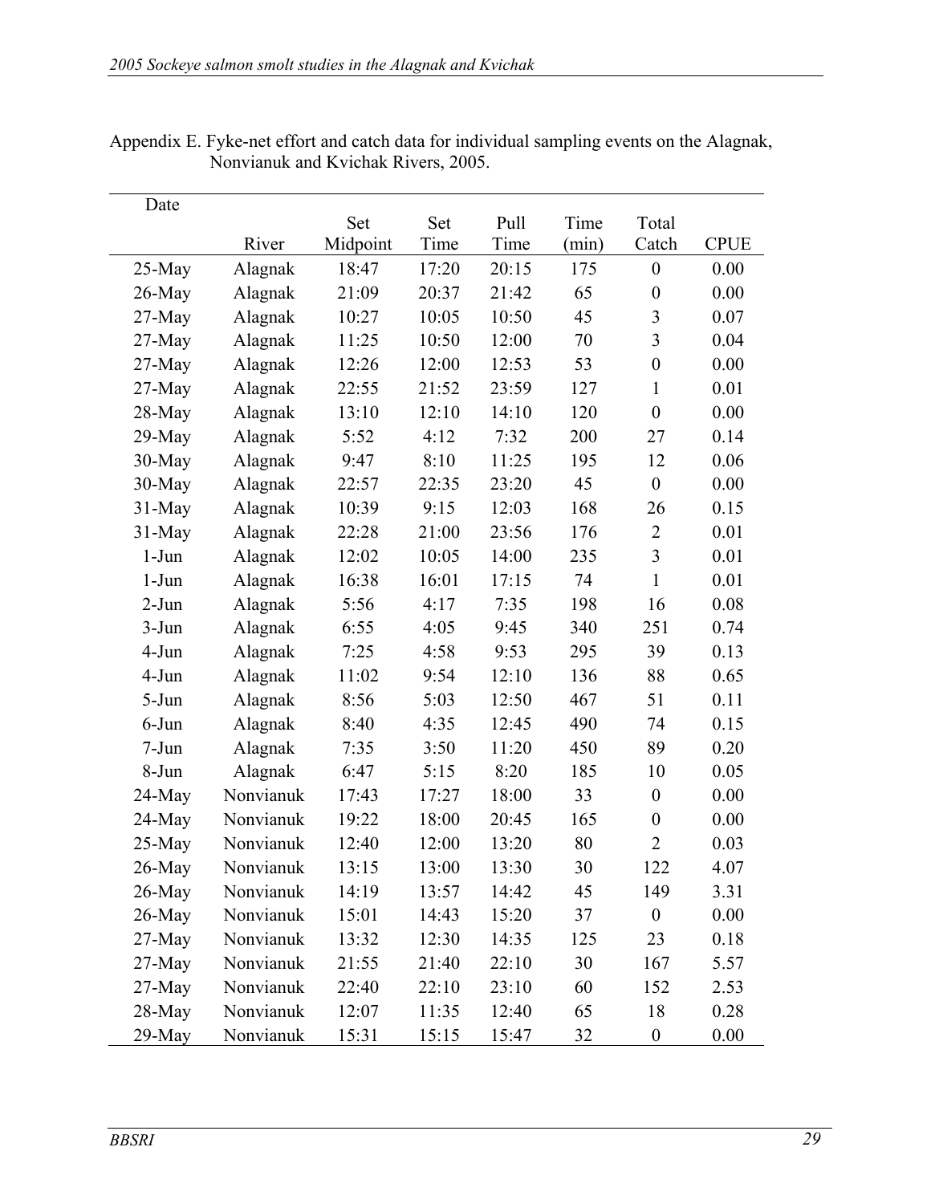Appendix E. Fyke-net effort and catch data for individual sampling events on the Alagnak, Nonvianuk and Kvichak Rivers, 2005.

| Date | River | Set Midpoint | Set Time | Pull Time | Time (min) | Total Catch | CPUE |
|---|---|---|---|---|---|---|---|
| 25-May | Alagnak | 18:47 | 17:20 | 20:15 | 175 | 0 | 0.00 |
| 26-May | Alagnak | 21:09 | 20:37 | 21:42 | 65 | 0 | 0.00 |
| 27-May | Alagnak | 10:27 | 10:05 | 10:50 | 45 | 3 | 0.07 |
| 27-May | Alagnak | 11:25 | 10:50 | 12:00 | 70 | 3 | 0.04 |
| 27-May | Alagnak | 12:26 | 12:00 | 12:53 | 53 | 0 | 0.00 |
| 27-May | Alagnak | 22:55 | 21:52 | 23:59 | 127 | 1 | 0.01 |
| 28-May | Alagnak | 13:10 | 12:10 | 14:10 | 120 | 0 | 0.00 |
| 29-May | Alagnak | 5:52 | 4:12 | 7:32 | 200 | 27 | 0.14 |
| 30-May | Alagnak | 9:47 | 8:10 | 11:25 | 195 | 12 | 0.06 |
| 30-May | Alagnak | 22:57 | 22:35 | 23:20 | 45 | 0 | 0.00 |
| 31-May | Alagnak | 10:39 | 9:15 | 12:03 | 168 | 26 | 0.15 |
| 31-May | Alagnak | 22:28 | 21:00 | 23:56 | 176 | 2 | 0.01 |
| 1-Jun | Alagnak | 12:02 | 10:05 | 14:00 | 235 | 3 | 0.01 |
| 1-Jun | Alagnak | 16:38 | 16:01 | 17:15 | 74 | 1 | 0.01 |
| 2-Jun | Alagnak | 5:56 | 4:17 | 7:35 | 198 | 16 | 0.08 |
| 3-Jun | Alagnak | 6:55 | 4:05 | 9:45 | 340 | 251 | 0.74 |
| 4-Jun | Alagnak | 7:25 | 4:58 | 9:53 | 295 | 39 | 0.13 |
| 4-Jun | Alagnak | 11:02 | 9:54 | 12:10 | 136 | 88 | 0.65 |
| 5-Jun | Alagnak | 8:56 | 5:03 | 12:50 | 467 | 51 | 0.11 |
| 6-Jun | Alagnak | 8:40 | 4:35 | 12:45 | 490 | 74 | 0.15 |
| 7-Jun | Alagnak | 7:35 | 3:50 | 11:20 | 450 | 89 | 0.20 |
| 8-Jun | Alagnak | 6:47 | 5:15 | 8:20 | 185 | 10 | 0.05 |
| 24-May | Nonvianuk | 17:43 | 17:27 | 18:00 | 33 | 0 | 0.00 |
| 24-May | Nonvianuk | 19:22 | 18:00 | 20:45 | 165 | 0 | 0.00 |
| 25-May | Nonvianuk | 12:40 | 12:00 | 13:20 | 80 | 2 | 0.03 |
| 26-May | Nonvianuk | 13:15 | 13:00 | 13:30 | 30 | 122 | 4.07 |
| 26-May | Nonvianuk | 14:19 | 13:57 | 14:42 | 45 | 149 | 3.31 |
| 26-May | Nonvianuk | 15:01 | 14:43 | 15:20 | 37 | 0 | 0.00 |
| 27-May | Nonvianuk | 13:32 | 12:30 | 14:35 | 125 | 23 | 0.18 |
| 27-May | Nonvianuk | 21:55 | 21:40 | 22:10 | 30 | 167 | 5.57 |
| 27-May | Nonvianuk | 22:40 | 22:10 | 23:10 | 60 | 152 | 2.53 |
| 28-May | Nonvianuk | 12:07 | 11:35 | 12:40 | 65 | 18 | 0.28 |
| 29-May | Nonvianuk | 15:31 | 15:15 | 15:47 | 32 | 0 | 0.00 |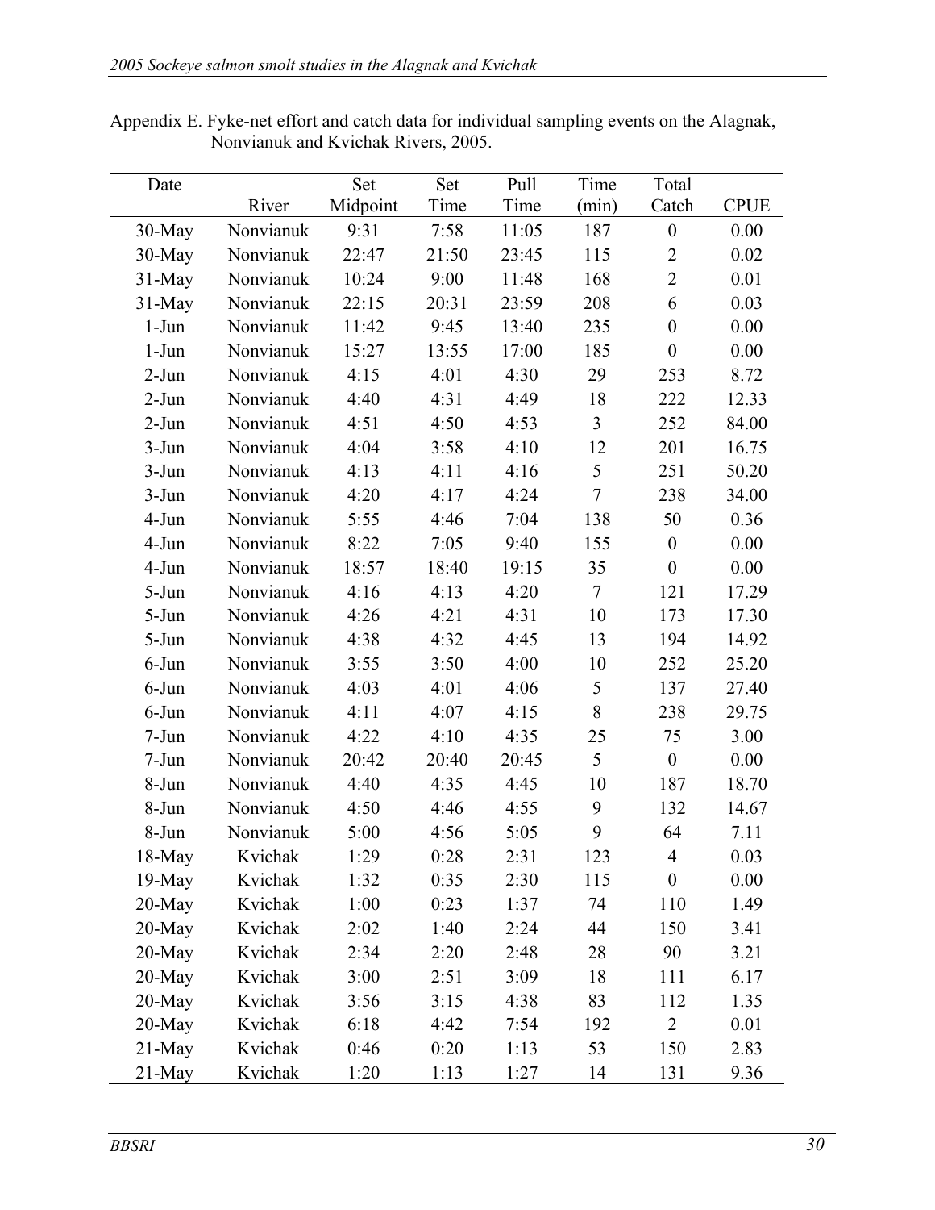Appendix E. Fyke-net effort and catch data for individual sampling events on the Alagnak, Nonvianuk and Kvichak Rivers, 2005.

| Date | River | Set Midpoint | Set Time | Pull Time | Time (min) | Total Catch | CPUE |
|---|---|---|---|---|---|---|---|
| 30-May | Nonvianuk | 9:31 | 7:58 | 11:05 | 187 | 0 | 0.00 |
| 30-May | Nonvianuk | 22:47 | 21:50 | 23:45 | 115 | 2 | 0.02 |
| 31-May | Nonvianuk | 10:24 | 9:00 | 11:48 | 168 | 2 | 0.01 |
| 31-May | Nonvianuk | 22:15 | 20:31 | 23:59 | 208 | 6 | 0.03 |
| 1-Jun | Nonvianuk | 11:42 | 9:45 | 13:40 | 235 | 0 | 0.00 |
| 1-Jun | Nonvianuk | 15:27 | 13:55 | 17:00 | 185 | 0 | 0.00 |
| 2-Jun | Nonvianuk | 4:15 | 4:01 | 4:30 | 29 | 253 | 8.72 |
| 2-Jun | Nonvianuk | 4:40 | 4:31 | 4:49 | 18 | 222 | 12.33 |
| 2-Jun | Nonvianuk | 4:51 | 4:50 | 4:53 | 3 | 252 | 84.00 |
| 3-Jun | Nonvianuk | 4:04 | 3:58 | 4:10 | 12 | 201 | 16.75 |
| 3-Jun | Nonvianuk | 4:13 | 4:11 | 4:16 | 5 | 251 | 50.20 |
| 3-Jun | Nonvianuk | 4:20 | 4:17 | 4:24 | 7 | 238 | 34.00 |
| 4-Jun | Nonvianuk | 5:55 | 4:46 | 7:04 | 138 | 50 | 0.36 |
| 4-Jun | Nonvianuk | 8:22 | 7:05 | 9:40 | 155 | 0 | 0.00 |
| 4-Jun | Nonvianuk | 18:57 | 18:40 | 19:15 | 35 | 0 | 0.00 |
| 5-Jun | Nonvianuk | 4:16 | 4:13 | 4:20 | 7 | 121 | 17.29 |
| 5-Jun | Nonvianuk | 4:26 | 4:21 | 4:31 | 10 | 173 | 17.30 |
| 5-Jun | Nonvianuk | 4:38 | 4:32 | 4:45 | 13 | 194 | 14.92 |
| 6-Jun | Nonvianuk | 3:55 | 3:50 | 4:00 | 10 | 252 | 25.20 |
| 6-Jun | Nonvianuk | 4:03 | 4:01 | 4:06 | 5 | 137 | 27.40 |
| 6-Jun | Nonvianuk | 4:11 | 4:07 | 4:15 | 8 | 238 | 29.75 |
| 7-Jun | Nonvianuk | 4:22 | 4:10 | 4:35 | 25 | 75 | 3.00 |
| 7-Jun | Nonvianuk | 20:42 | 20:40 | 20:45 | 5 | 0 | 0.00 |
| 8-Jun | Nonvianuk | 4:40 | 4:35 | 4:45 | 10 | 187 | 18.70 |
| 8-Jun | Nonvianuk | 4:50 | 4:46 | 4:55 | 9 | 132 | 14.67 |
| 8-Jun | Nonvianuk | 5:00 | 4:56 | 5:05 | 9 | 64 | 7.11 |
| 18-May | Kvichak | 1:29 | 0:28 | 2:31 | 123 | 4 | 0.03 |
| 19-May | Kvichak | 1:32 | 0:35 | 2:30 | 115 | 0 | 0.00 |
| 20-May | Kvichak | 1:00 | 0:23 | 1:37 | 74 | 110 | 1.49 |
| 20-May | Kvichak | 2:02 | 1:40 | 2:24 | 44 | 150 | 3.41 |
| 20-May | Kvichak | 2:34 | 2:20 | 2:48 | 28 | 90 | 3.21 |
| 20-May | Kvichak | 3:00 | 2:51 | 3:09 | 18 | 111 | 6.17 |
| 20-May | Kvichak | 3:56 | 3:15 | 4:38 | 83 | 112 | 1.35 |
| 20-May | Kvichak | 6:18 | 4:42 | 7:54 | 192 | 2 | 0.01 |
| 21-May | Kvichak | 0:46 | 0:20 | 1:13 | 53 | 150 | 2.83 |
| 21-May | Kvichak | 1:20 | 1:13 | 1:27 | 14 | 131 | 9.36 |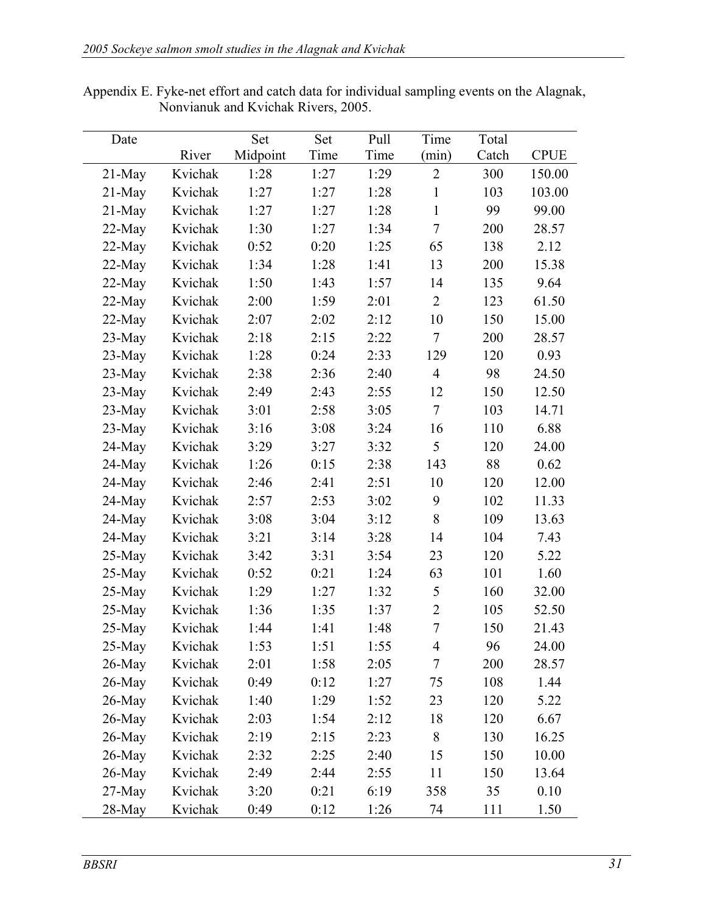Appendix E. Fyke-net effort and catch data for individual sampling events on the Alagnak, Nonvianuk and Kvichak Rivers, 2005.

| Date | River | Set Midpoint | Set Time | Pull Time | Time (min) | Total Catch | CPUE |
|---|---|---|---|---|---|---|---|
| 21-May | Kvichak | 1:28 | 1:27 | 1:29 | 2 | 300 | 150.00 |
| 21-May | Kvichak | 1:27 | 1:27 | 1:28 | 1 | 103 | 103.00 |
| 21-May | Kvichak | 1:27 | 1:27 | 1:28 | 1 | 99 | 99.00 |
| 22-May | Kvichak | 1:30 | 1:27 | 1:34 | 7 | 200 | 28.57 |
| 22-May | Kvichak | 0:52 | 0:20 | 1:25 | 65 | 138 | 2.12 |
| 22-May | Kvichak | 1:34 | 1:28 | 1:41 | 13 | 200 | 15.38 |
| 22-May | Kvichak | 1:50 | 1:43 | 1:57 | 14 | 135 | 9.64 |
| 22-May | Kvichak | 2:00 | 1:59 | 2:01 | 2 | 123 | 61.50 |
| 22-May | Kvichak | 2:07 | 2:02 | 2:12 | 10 | 150 | 15.00 |
| 23-May | Kvichak | 2:18 | 2:15 | 2:22 | 7 | 200 | 28.57 |
| 23-May | Kvichak | 1:28 | 0:24 | 2:33 | 129 | 120 | 0.93 |
| 23-May | Kvichak | 2:38 | 2:36 | 2:40 | 4 | 98 | 24.50 |
| 23-May | Kvichak | 2:49 | 2:43 | 2:55 | 12 | 150 | 12.50 |
| 23-May | Kvichak | 3:01 | 2:58 | 3:05 | 7 | 103 | 14.71 |
| 23-May | Kvichak | 3:16 | 3:08 | 3:24 | 16 | 110 | 6.88 |
| 24-May | Kvichak | 3:29 | 3:27 | 3:32 | 5 | 120 | 24.00 |
| 24-May | Kvichak | 1:26 | 0:15 | 2:38 | 143 | 88 | 0.62 |
| 24-May | Kvichak | 2:46 | 2:41 | 2:51 | 10 | 120 | 12.00 |
| 24-May | Kvichak | 2:57 | 2:53 | 3:02 | 9 | 102 | 11.33 |
| 24-May | Kvichak | 3:08 | 3:04 | 3:12 | 8 | 109 | 13.63 |
| 24-May | Kvichak | 3:21 | 3:14 | 3:28 | 14 | 104 | 7.43 |
| 25-May | Kvichak | 3:42 | 3:31 | 3:54 | 23 | 120 | 5.22 |
| 25-May | Kvichak | 0:52 | 0:21 | 1:24 | 63 | 101 | 1.60 |
| 25-May | Kvichak | 1:29 | 1:27 | 1:32 | 5 | 160 | 32.00 |
| 25-May | Kvichak | 1:36 | 1:35 | 1:37 | 2 | 105 | 52.50 |
| 25-May | Kvichak | 1:44 | 1:41 | 1:48 | 7 | 150 | 21.43 |
| 25-May | Kvichak | 1:53 | 1:51 | 1:55 | 4 | 96 | 24.00 |
| 26-May | Kvichak | 2:01 | 1:58 | 2:05 | 7 | 200 | 28.57 |
| 26-May | Kvichak | 0:49 | 0:12 | 1:27 | 75 | 108 | 1.44 |
| 26-May | Kvichak | 1:40 | 1:29 | 1:52 | 23 | 120 | 5.22 |
| 26-May | Kvichak | 2:03 | 1:54 | 2:12 | 18 | 120 | 6.67 |
| 26-May | Kvichak | 2:19 | 2:15 | 2:23 | 8 | 130 | 16.25 |
| 26-May | Kvichak | 2:32 | 2:25 | 2:40 | 15 | 150 | 10.00 |
| 26-May | Kvichak | 2:49 | 2:44 | 2:55 | 11 | 150 | 13.64 |
| 27-May | Kvichak | 3:20 | 0:21 | 6:19 | 358 | 35 | 0.10 |
| 28-May | Kvichak | 0:49 | 0:12 | 1:26 | 74 | 111 | 1.50 |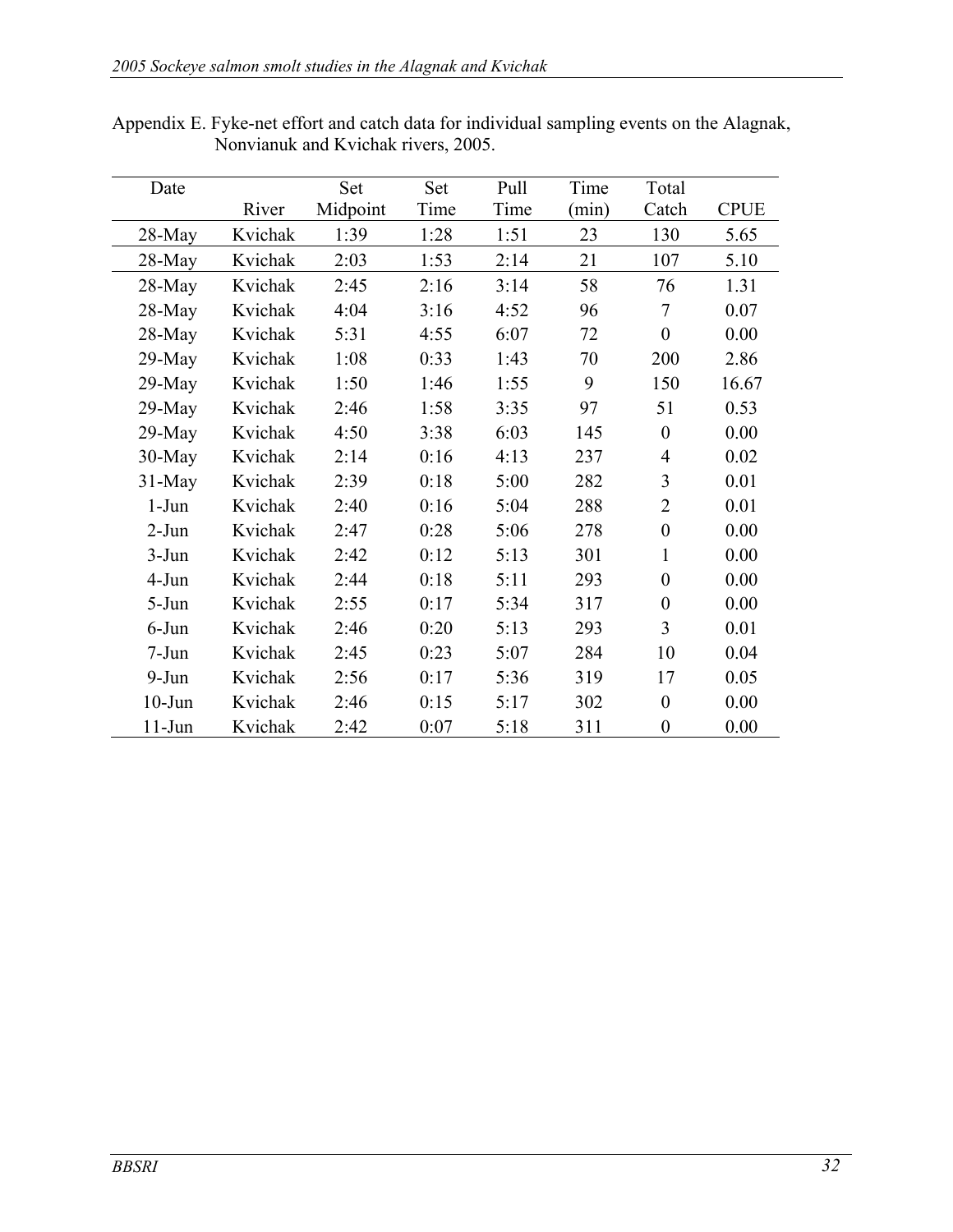Appendix E. Fyke-net effort and catch data for individual sampling events on the Alagnak, Nonvianuk and Kvichak rivers, 2005.

| Date | River | Set Midpoint | Set Time | Pull Time | Time (min) | Total Catch | CPUE |
|---|---|---|---|---|---|---|---|
| 28-May | Kvichak | 1:39 | 1:28 | 1:51 | 23 | 130 | 5.65 |
| 28-May | Kvichak | 2:03 | 1:53 | 2:14 | 21 | 107 | 5.10 |
| 28-May | Kvichak | 2:45 | 2:16 | 3:14 | 58 | 76 | 1.31 |
| 28-May | Kvichak | 4:04 | 3:16 | 4:52 | 96 | 7 | 0.07 |
| 28-May | Kvichak | 5:31 | 4:55 | 6:07 | 72 | 0 | 0.00 |
| 29-May | Kvichak | 1:08 | 0:33 | 1:43 | 70 | 200 | 2.86 |
| 29-May | Kvichak | 1:50 | 1:46 | 1:55 | 9 | 150 | 16.67 |
| 29-May | Kvichak | 2:46 | 1:58 | 3:35 | 97 | 51 | 0.53 |
| 29-May | Kvichak | 4:50 | 3:38 | 6:03 | 145 | 0 | 0.00 |
| 30-May | Kvichak | 2:14 | 0:16 | 4:13 | 237 | 4 | 0.02 |
| 31-May | Kvichak | 2:39 | 0:18 | 5:00 | 282 | 3 | 0.01 |
| 1-Jun | Kvichak | 2:40 | 0:16 | 5:04 | 288 | 2 | 0.01 |
| 2-Jun | Kvichak | 2:47 | 0:28 | 5:06 | 278 | 0 | 0.00 |
| 3-Jun | Kvichak | 2:42 | 0:12 | 5:13 | 301 | 1 | 0.00 |
| 4-Jun | Kvichak | 2:44 | 0:18 | 5:11 | 293 | 0 | 0.00 |
| 5-Jun | Kvichak | 2:55 | 0:17 | 5:34 | 317 | 0 | 0.00 |
| 6-Jun | Kvichak | 2:46 | 0:20 | 5:13 | 293 | 3 | 0.01 |
| 7-Jun | Kvichak | 2:45 | 0:23 | 5:07 | 284 | 10 | 0.04 |
| 9-Jun | Kvichak | 2:56 | 0:17 | 5:36 | 319 | 17 | 0.05 |
| 10-Jun | Kvichak | 2:46 | 0:15 | 5:17 | 302 | 0 | 0.00 |
| 11-Jun | Kvichak | 2:42 | 0:07 | 5:18 | 311 | 0 | 0.00 |